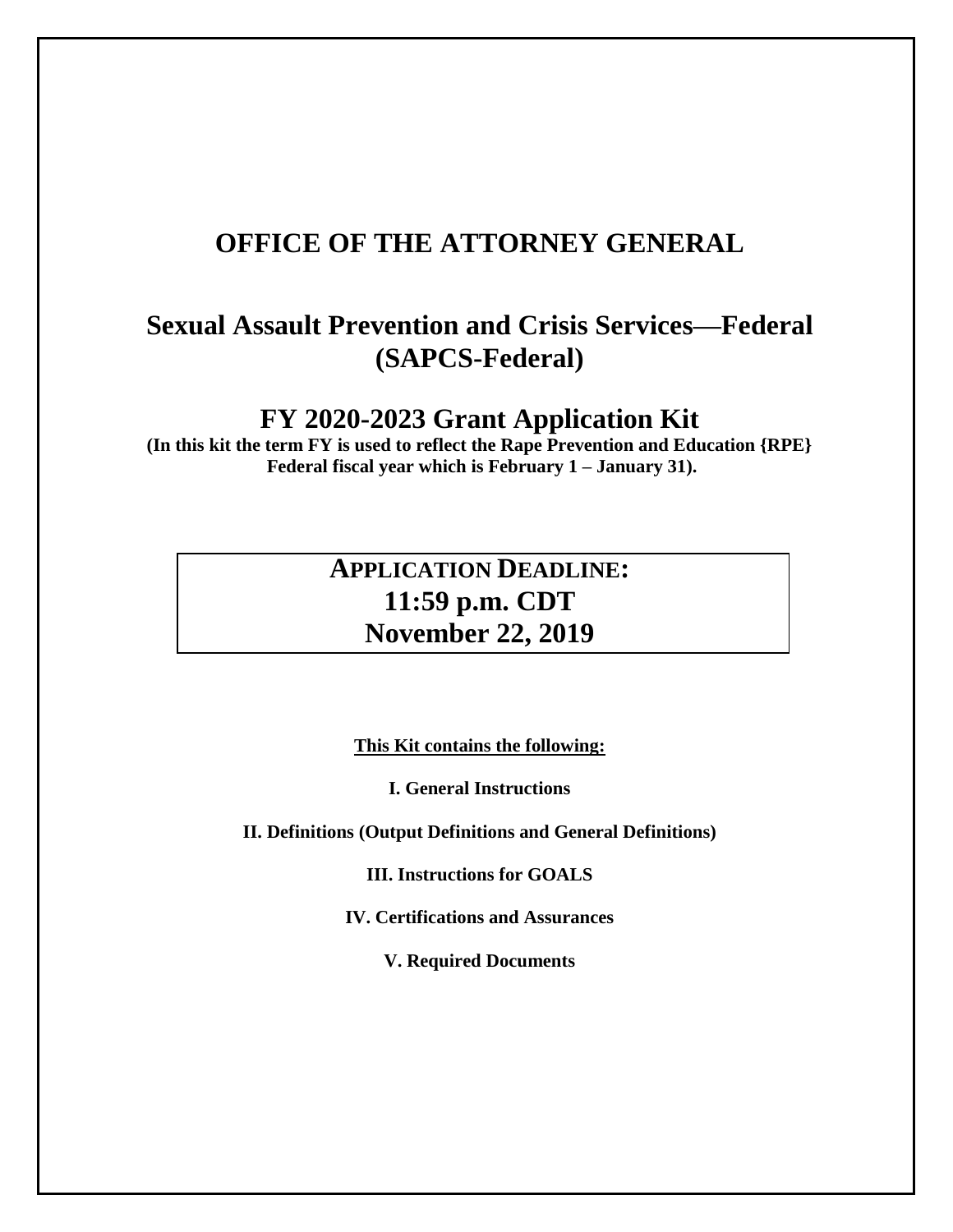# OFFICE OF THE ATTORNEY GENERAL

## Sexual Assault Prevention and Crisis Services—Federal (SAPCS-Federal)

## FY 2020-2023 Grant Application Kit

**(In this kit the term FY is used to reflect the Rape Prevention and Education {RPE} Federal fiscal year which is February 1 – January 31).**

**APPLICATION DEADLINE:**
**11:59 p.m. CDT**
**November 22, 2019**

**<u>This Kit contains the following:</u>**

**I. General Instructions**

**II. Definitions (Output Definitions and General Definitions)**

**III. Instructions for GOALS**

**IV. Certifications and Assurances**

**V. Required Documents**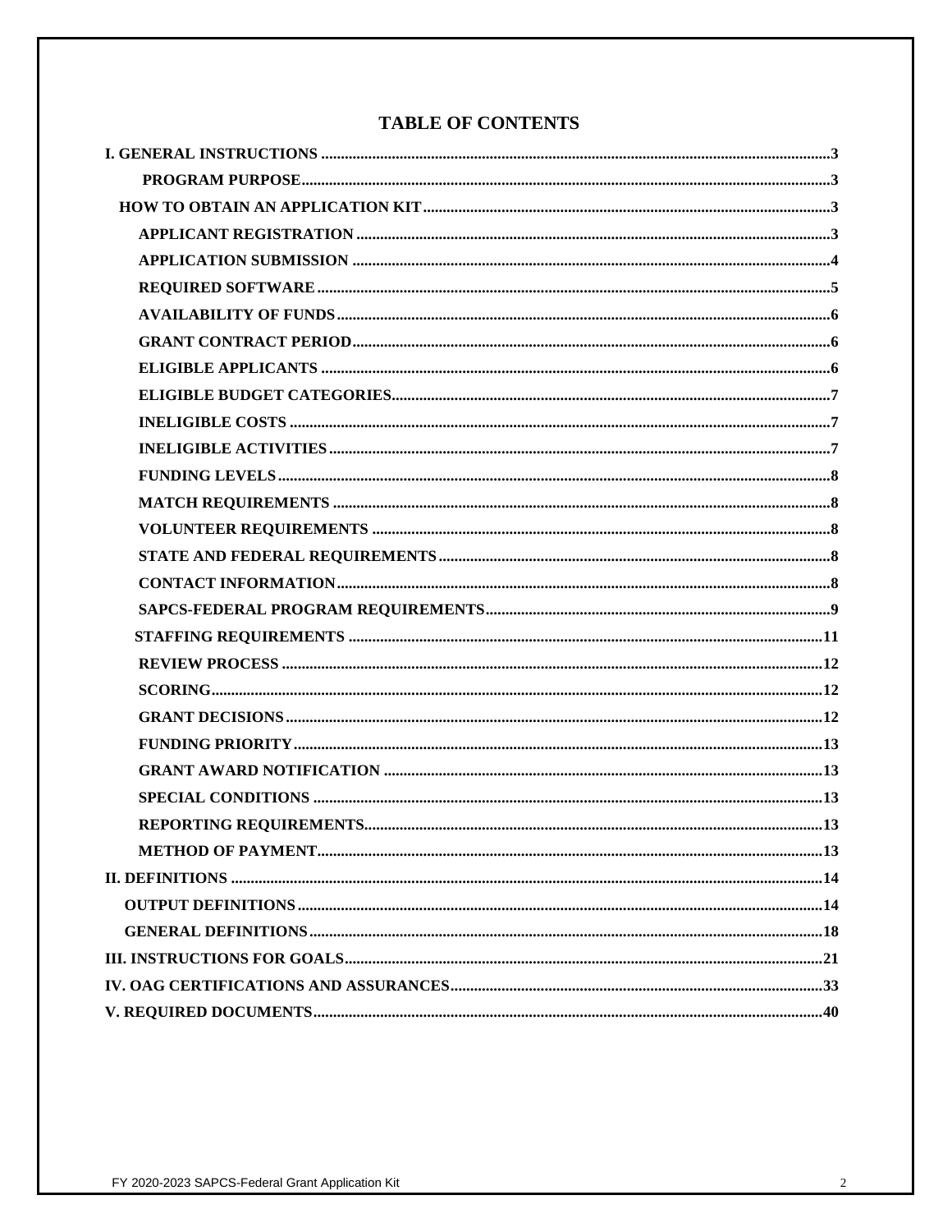# TABLE OF CONTENTS

**I. GENERAL INSTRUCTIONS** ........................................................................ 3

- **PROGRAM PURPOSE** ........................................................................ 3
- **HOW TO OBTAIN AN APPLICATION KIT** ........................................................................ 3
  - **APPLICANT REGISTRATION** ........................................................................ 3
  - **APPLICATION SUBMISSION** ........................................................................ 4
  - **REQUIRED SOFTWARE** ........................................................................ 5
  - **AVAILABILITY OF FUNDS** ........................................................................ 6
  - **GRANT CONTRACT PERIOD** ........................................................................ 6
  - **ELIGIBLE APPLICANTS** ........................................................................ 6
  - **ELIGIBLE BUDGET CATEGORIES** ........................................................................ 7
  - **INELIGIBLE COSTS** ........................................................................ 7
  - **INELIGIBLE ACTIVITIES** ........................................................................ 7
  - **FUNDING LEVELS** ........................................................................ 8
  - **MATCH REQUIREMENTS** ........................................................................ 8
  - **VOLUNTEER REQUIREMENTS** ........................................................................ 8
  - **STATE AND FEDERAL REQUIREMENTS** ........................................................................ 8
  - **CONTACT INFORMATION** ........................................................................ 8
  - **SAPCS-FEDERAL PROGRAM REQUIREMENTS** ........................................................................ 9
  - **STAFFING REQUIREMENTS** ........................................................................ 11
  - **REVIEW PROCESS** ........................................................................ 12
  - **SCORING** ........................................................................ 12
  - **GRANT DECISIONS** ........................................................................ 12
  - **FUNDING PRIORITY** ........................................................................ 13
  - **GRANT AWARD NOTIFICATION** ........................................................................ 13
  - **SPECIAL CONDITIONS** ........................................................................ 13
  - **REPORTING REQUIREMENTS** ........................................................................ 13
  - **METHOD OF PAYMENT** ........................................................................ 13

**II. DEFINITIONS** ........................................................................ 14

- **OUTPUT DEFINITIONS** ........................................................................ 14
- **GENERAL DEFINITIONS** ........................................................................ 18

**III. INSTRUCTIONS FOR GOALS** ........................................................................ 21

**IV. OAG CERTIFICATIONS AND ASSURANCES** ........................................................................ 33

**V. REQUIRED DOCUMENTS** ........................................................................ 40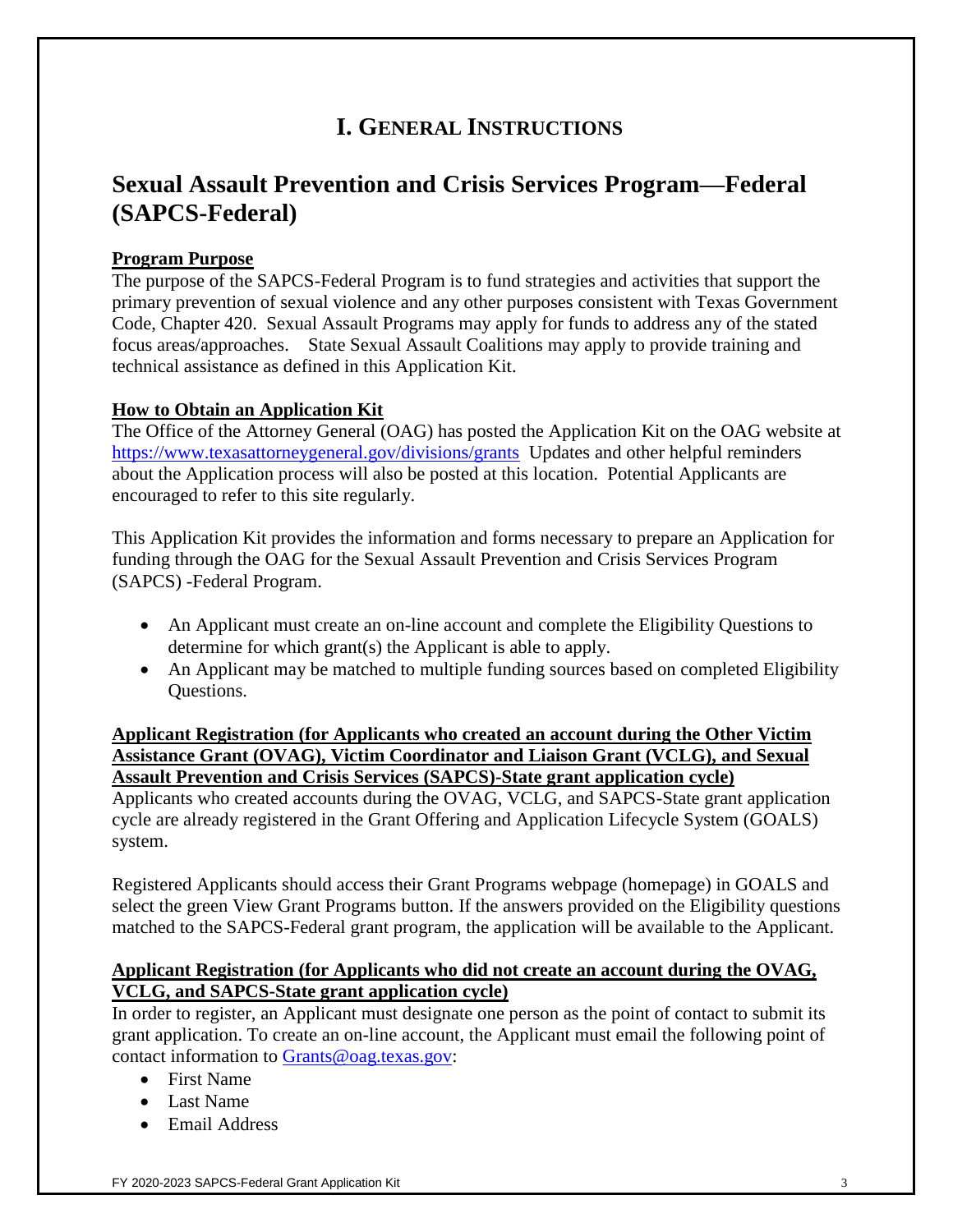# I. General Instructions

## Sexual Assault Prevention and Crisis Services Program—Federal (SAPCS-Federal)

**Program Purpose**

The purpose of the SAPCS-Federal Program is to fund strategies and activities that support the primary prevention of sexual violence and any other purposes consistent with Texas Government Code, Chapter 420. Sexual Assault Programs may apply for funds to address any of the stated focus areas/approaches. State Sexual Assault Coalitions may apply to provide training and technical assistance as defined in this Application Kit.

**How to Obtain an Application Kit**

The Office of the Attorney General (OAG) has posted the Application Kit on the OAG website at https://www.texasattorneygeneral.gov/divisions/grants Updates and other helpful reminders about the Application process will also be posted at this location. Potential Applicants are encouraged to refer to this site regularly.

This Application Kit provides the information and forms necessary to prepare an Application for funding through the OAG for the Sexual Assault Prevention and Crisis Services Program (SAPCS) -Federal Program.

- An Applicant must create an on-line account and complete the Eligibility Questions to determine for which grant(s) the Applicant is able to apply.
- An Applicant may be matched to multiple funding sources based on completed Eligibility Questions.

**Applicant Registration (for Applicants who created an account during the Other Victim Assistance Grant (OVAG), Victim Coordinator and Liaison Grant (VCLG), and Sexual Assault Prevention and Crisis Services (SAPCS)-State grant application cycle)**

Applicants who created accounts during the OVAG, VCLG, and SAPCS-State grant application cycle are already registered in the Grant Offering and Application Lifecycle System (GOALS) system.

Registered Applicants should access their Grant Programs webpage (homepage) in GOALS and select the green View Grant Programs button. If the answers provided on the Eligibility questions matched to the SAPCS-Federal grant program, the application will be available to the Applicant.

**Applicant Registration (for Applicants who did not create an account during the OVAG, VCLG, and SAPCS-State grant application cycle)**

In order to register, an Applicant must designate one person as the point of contact to submit its grant application. To create an on-line account, the Applicant must email the following point of contact information to Grants@oag.texas.gov:

- First Name
- Last Name
- Email Address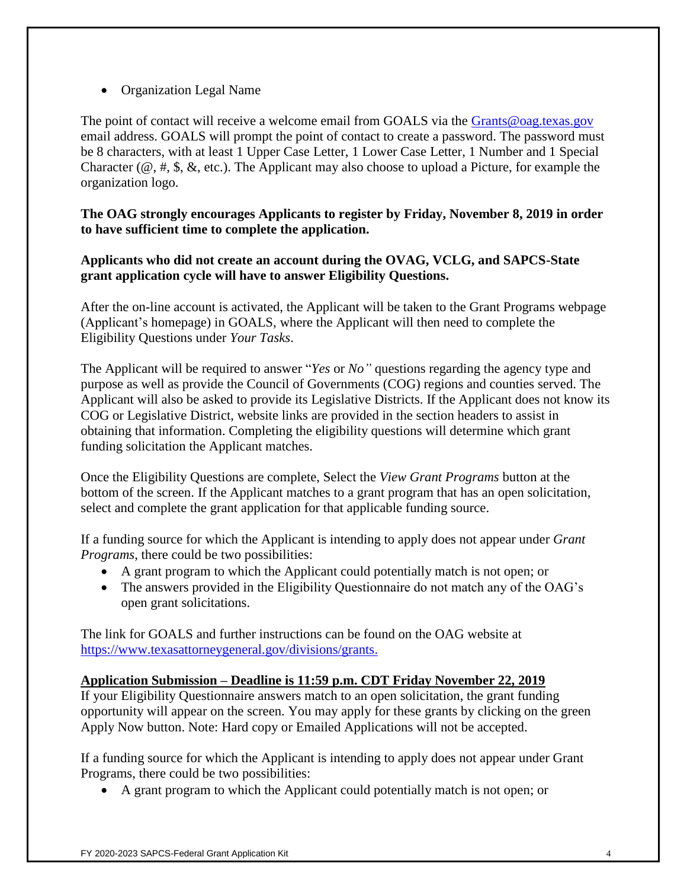- Organization Legal Name

The point of contact will receive a welcome email from GOALS via the [Grants@oag.texas.gov](mailto:Grants@oag.texas.gov) email address. GOALS will prompt the point of contact to create a password. The password must be 8 characters, with at least 1 Upper Case Letter, 1 Lower Case Letter, 1 Number and 1 Special Character (@, #, $, &, etc.). The Applicant may also choose to upload a Picture, for example the organization logo.

**The OAG strongly encourages Applicants to register by Friday, November 8, 2019 in order to have sufficient time to complete the application.**

**Applicants who did not create an account during the OVAG, VCLG, and SAPCS-State grant application cycle will have to answer Eligibility Questions.**

After the on-line account is activated, the Applicant will be taken to the Grant Programs webpage (Applicant's homepage) in GOALS, where the Applicant will then need to complete the Eligibility Questions under *Your Tasks*.

The Applicant will be required to answer "*Yes* or *No"* questions regarding the agency type and purpose as well as provide the Council of Governments (COG) regions and counties served. The Applicant will also be asked to provide its Legislative Districts. If the Applicant does not know its COG or Legislative District, website links are provided in the section headers to assist in obtaining that information. Completing the eligibility questions will determine which grant funding solicitation the Applicant matches.

Once the Eligibility Questions are complete, Select the *View Grant Programs* button at the bottom of the screen. If the Applicant matches to a grant program that has an open solicitation, select and complete the grant application for that applicable funding source.

If a funding source for which the Applicant is intending to apply does not appear under *Grant Programs*, there could be two possibilities:

- A grant program to which the Applicant could potentially match is not open; or
- The answers provided in the Eligibility Questionnaire do not match any of the OAG's open grant solicitations.

The link for GOALS and further instructions can be found on the OAG website at [https://www.texasattorneygeneral.gov/divisions/grants.](https://www.texasattorneygeneral.gov/divisions/grants)

**Application Submission – Deadline is 11:59 p.m. CDT Friday November 22, 2019**

If your Eligibility Questionnaire answers match to an open solicitation, the grant funding opportunity will appear on the screen. You may apply for these grants by clicking on the green Apply Now button. Note: Hard copy or Emailed Applications will not be accepted.

If a funding source for which the Applicant is intending to apply does not appear under Grant Programs, there could be two possibilities:

- A grant program to which the Applicant could potentially match is not open; or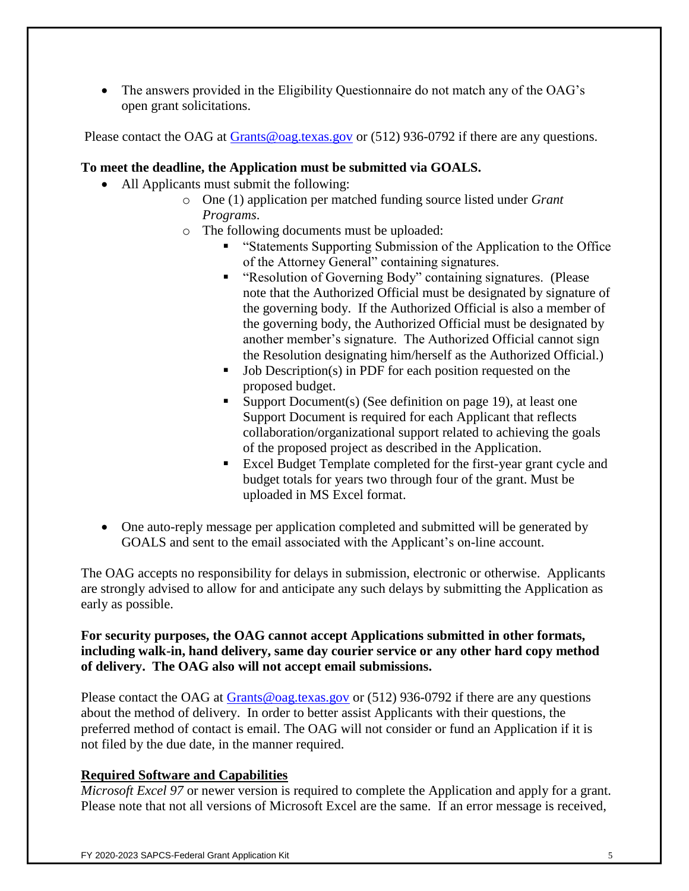- The answers provided in the Eligibility Questionnaire do not match any of the OAG's open grant solicitations.

Please contact the OAG at Grants@oag.texas.gov or (512) 936-0792 if there are any questions.

**To meet the deadline, the Application must be submitted via GOALS.**

- All Applicants must submit the following:
  - One (1) application per matched funding source listed under *Grant Programs*.
  - The following documents must be uploaded:
    - "Statements Supporting Submission of the Application to the Office of the Attorney General" containing signatures.
    - "Resolution of Governing Body" containing signatures. (Please note that the Authorized Official must be designated by signature of the governing body. If the Authorized Official is also a member of the governing body, the Authorized Official must be designated by another member's signature. The Authorized Official cannot sign the Resolution designating him/herself as the Authorized Official.)
    - Job Description(s) in PDF for each position requested on the proposed budget.
    - Support Document(s) (See definition on page 19), at least one Support Document is required for each Applicant that reflects collaboration/organizational support related to achieving the goals of the proposed project as described in the Application.
    - Excel Budget Template completed for the first-year grant cycle and budget totals for years two through four of the grant. Must be uploaded in MS Excel format.

- One auto-reply message per application completed and submitted will be generated by GOALS and sent to the email associated with the Applicant's on-line account.

The OAG accepts no responsibility for delays in submission, electronic or otherwise. Applicants are strongly advised to allow for and anticipate any such delays by submitting the Application as early as possible.

**For security purposes, the OAG cannot accept Applications submitted in other formats, including walk-in, hand delivery, same day courier service or any other hard copy method of delivery. The OAG also will not accept email submissions.**

Please contact the OAG at Grants@oag.texas.gov or (512) 936-0792 if there are any questions about the method of delivery. In order to better assist Applicants with their questions, the preferred method of contact is email. The OAG will not consider or fund an Application if it is not filed by the due date, in the manner required.

## Required Software and Capabilities

*Microsoft Excel 97* or newer version is required to complete the Application and apply for a grant. Please note that not all versions of Microsoft Excel are the same. If an error message is received,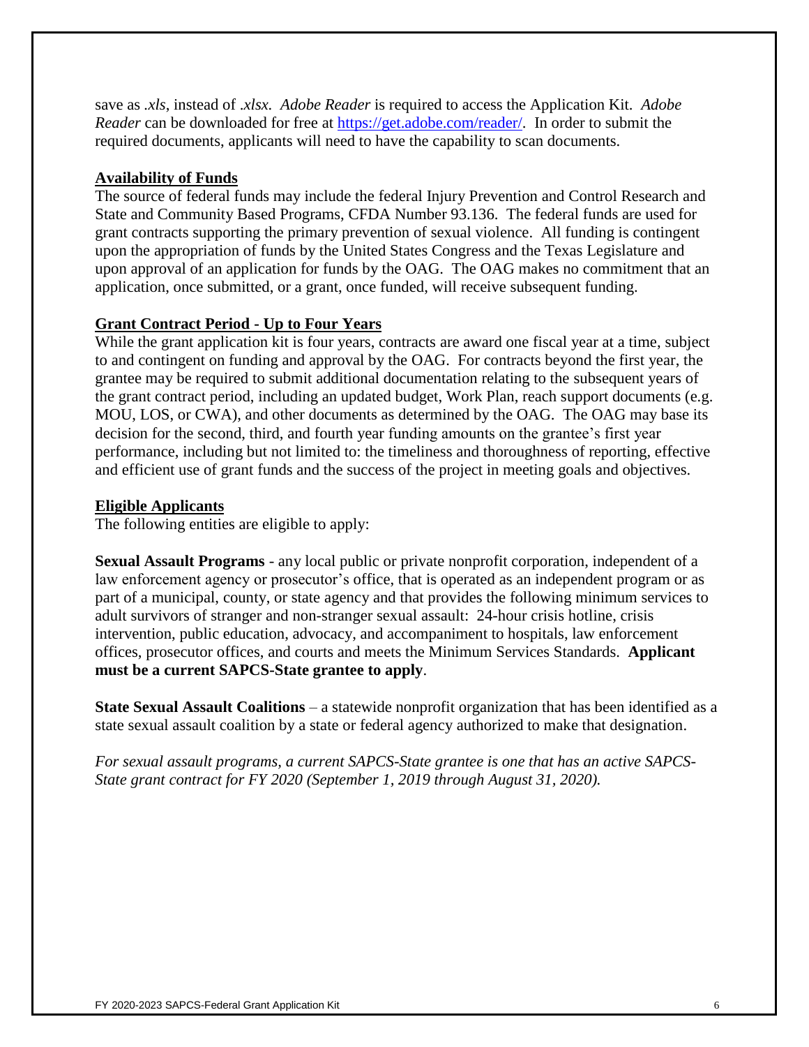save as *.xls*, instead of *.xlsx*. *Adobe Reader* is required to access the Application Kit. *Adobe Reader* can be downloaded for free at [https://get.adobe.com/reader/](https://get.adobe.com/reader/). In order to submit the required documents, applicants will need to have the capability to scan documents.

## Availability of Funds

The source of federal funds may include the federal Injury Prevention and Control Research and State and Community Based Programs, CFDA Number 93.136. The federal funds are used for grant contracts supporting the primary prevention of sexual violence. All funding is contingent upon the appropriation of funds by the United States Congress and the Texas Legislature and upon approval of an application for funds by the OAG. The OAG makes no commitment that an application, once submitted, or a grant, once funded, will receive subsequent funding.

## Grant Contract Period - Up to Four Years

While the grant application kit is four years, contracts are award one fiscal year at a time, subject to and contingent on funding and approval by the OAG. For contracts beyond the first year, the grantee may be required to submit additional documentation relating to the subsequent years of the grant contract period, including an updated budget, Work Plan, reach support documents (e.g. MOU, LOS, or CWA), and other documents as determined by the OAG. The OAG may base its decision for the second, third, and fourth year funding amounts on the grantee's first year performance, including but not limited to: the timeliness and thoroughness of reporting, effective and efficient use of grant funds and the success of the project in meeting goals and objectives.

## Eligible Applicants

The following entities are eligible to apply:

**Sexual Assault Programs** - any local public or private nonprofit corporation, independent of a law enforcement agency or prosecutor's office, that is operated as an independent program or as part of a municipal, county, or state agency and that provides the following minimum services to adult survivors of stranger and non-stranger sexual assault: 24-hour crisis hotline, crisis intervention, public education, advocacy, and accompaniment to hospitals, law enforcement offices, prosecutor offices, and courts and meets the Minimum Services Standards. **Applicant must be a current SAPCS-State grantee to apply**.

**State Sexual Assault Coalitions** – a statewide nonprofit organization that has been identified as a state sexual assault coalition by a state or federal agency authorized to make that designation.

*For sexual assault programs, a current SAPCS-State grantee is one that has an active SAPCS-State grant contract for FY 2020 (September 1, 2019 through August 31, 2020).*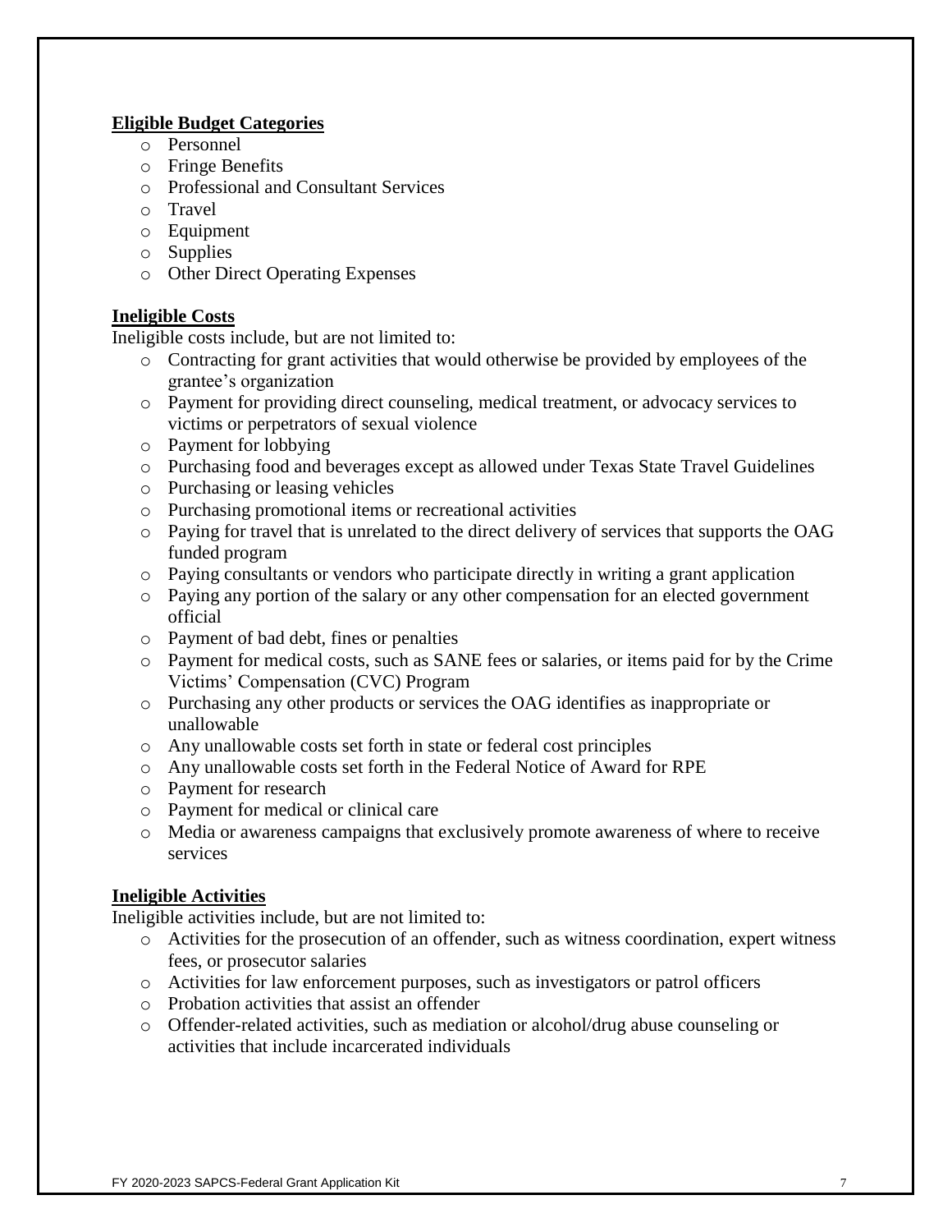**Eligible Budget Categories**

- Personnel
- Fringe Benefits
- Professional and Consultant Services
- Travel
- Equipment
- Supplies
- Other Direct Operating Expenses

**Ineligible Costs**

Ineligible costs include, but are not limited to:

- Contracting for grant activities that would otherwise be provided by employees of the grantee's organization
- Payment for providing direct counseling, medical treatment, or advocacy services to victims or perpetrators of sexual violence
- Payment for lobbying
- Purchasing food and beverages except as allowed under Texas State Travel Guidelines
- Purchasing or leasing vehicles
- Purchasing promotional items or recreational activities
- Paying for travel that is unrelated to the direct delivery of services that supports the OAG funded program
- Paying consultants or vendors who participate directly in writing a grant application
- Paying any portion of the salary or any other compensation for an elected government official
- Payment of bad debt, fines or penalties
- Payment for medical costs, such as SANE fees or salaries, or items paid for by the Crime Victims' Compensation (CVC) Program
- Purchasing any other products or services the OAG identifies as inappropriate or unallowable
- Any unallowable costs set forth in state or federal cost principles
- Any unallowable costs set forth in the Federal Notice of Award for RPE
- Payment for research
- Payment for medical or clinical care
- Media or awareness campaigns that exclusively promote awareness of where to receive services

**Ineligible Activities**

Ineligible activities include, but are not limited to:

- Activities for the prosecution of an offender, such as witness coordination, expert witness fees, or prosecutor salaries
- Activities for law enforcement purposes, such as investigators or patrol officers
- Probation activities that assist an offender
- Offender-related activities, such as mediation or alcohol/drug abuse counseling or activities that include incarcerated individuals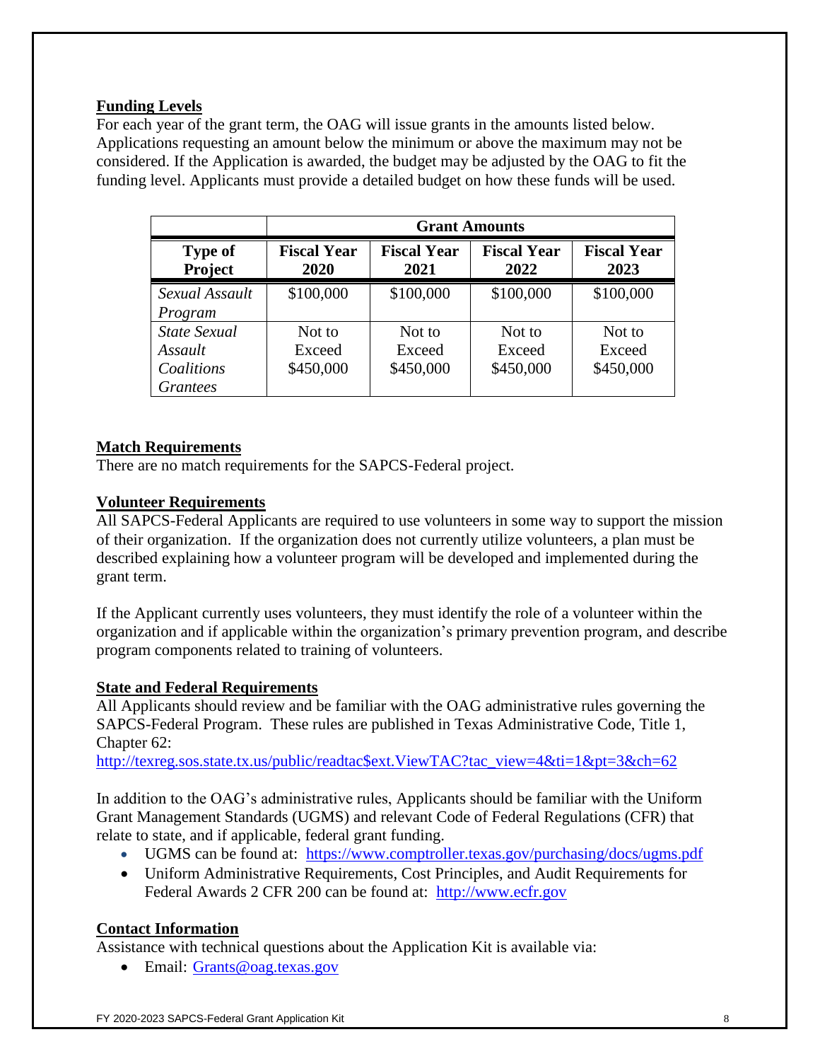**Funding Levels**

For each year of the grant term, the OAG will issue grants in the amounts listed below. Applications requesting an amount below the minimum or above the maximum may not be considered. If the Application is awarded, the budget may be adjusted by the OAG to fit the funding level. Applicants must provide a detailed budget on how these funds will be used.

| | Grant Amounts | | | |
|---|---|---|---|---|
| **Type of Project** | **Fiscal Year 2020** | **Fiscal Year 2021** | **Fiscal Year 2022** | **Fiscal Year 2023** |
| *Sexual Assault Program* | $100,000 | $100,000 | $100,000 | $100,000 |
| *State Sexual Assault Coalitions Grantees* | Not to Exceed $450,000 | Not to Exceed $450,000 | Not to Exceed $450,000 | Not to Exceed $450,000 |

**Match Requirements**

There are no match requirements for the SAPCS-Federal project.

**Volunteer Requirements**

All SAPCS-Federal Applicants are required to use volunteers in some way to support the mission of their organization. If the organization does not currently utilize volunteers, a plan must be described explaining how a volunteer program will be developed and implemented during the grant term.

If the Applicant currently uses volunteers, they must identify the role of a volunteer within the organization and if applicable within the organization's primary prevention program, and describe program components related to training of volunteers.

**State and Federal Requirements**

All Applicants should review and be familiar with the OAG administrative rules governing the SAPCS-Federal Program. These rules are published in Texas Administrative Code, Title 1, Chapter 62:
http://texreg.sos.state.tx.us/public/readtac$ext.ViewTAC?tac_view=4&ti=1&pt=3&ch=62

In addition to the OAG's administrative rules, Applicants should be familiar with the Uniform Grant Management Standards (UGMS) and relevant Code of Federal Regulations (CFR) that relate to state, and if applicable, federal grant funding.

- UGMS can be found at: https://www.comptroller.texas.gov/purchasing/docs/ugms.pdf
- Uniform Administrative Requirements, Cost Principles, and Audit Requirements for Federal Awards 2 CFR 200 can be found at: http://www.ecfr.gov

**Contact Information**

Assistance with technical questions about the Application Kit is available via:

- Email: Grants@oag.texas.gov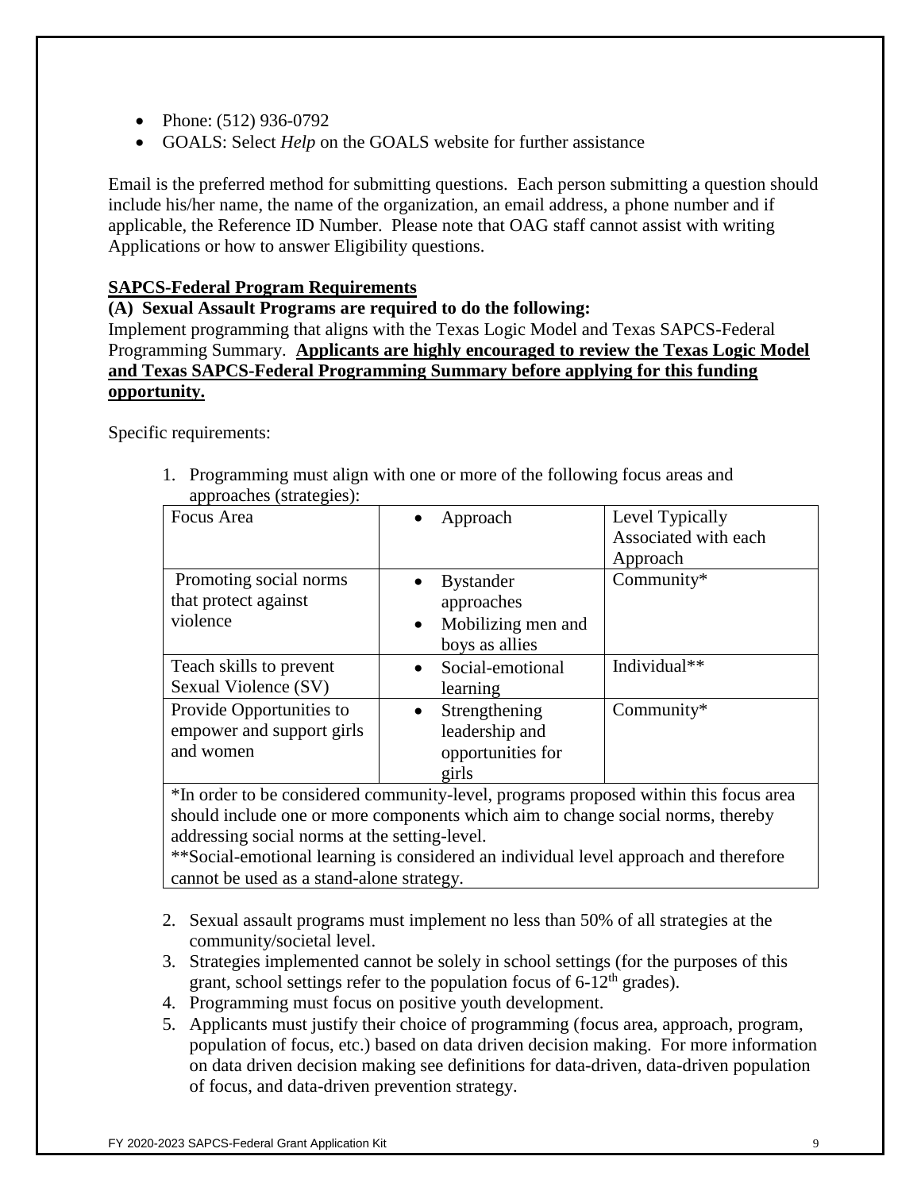- Phone: (512) 936-0792
- GOALS: Select *Help* on the GOALS website for further assistance

Email is the preferred method for submitting questions. Each person submitting a question should include his/her name, the name of the organization, an email address, a phone number and if applicable, the Reference ID Number. Please note that OAG staff cannot assist with writing Applications or how to answer Eligibility questions.

**SAPCS-Federal Program Requirements**

**(A) Sexual Assault Programs are required to do the following:**

Implement programming that aligns with the Texas Logic Model and Texas SAPCS-Federal Programming Summary. **Applicants are highly encouraged to review the Texas Logic Model and Texas SAPCS-Federal Programming Summary before applying for this funding opportunity.**

Specific requirements:

1. Programming must align with one or more of the following focus areas and approaches (strategies):

| Focus Area | Approach | Level Typically Associated with each Approach |
|---|---|---|
| Promoting social norms that protect against violence | • Bystander approaches<br>• Mobilizing men and boys as allies | Community* |
| Teach skills to prevent Sexual Violence (SV) | • Social-emotional learning | Individual** |
| Provide Opportunities to empower and support girls and women | • Strengthening leadership and opportunities for girls | Community* |
| *In order to be considered community-level, programs proposed within this focus area should include one or more components which aim to change social norms, thereby addressing social norms at the setting-level.<br>**Social-emotional learning is considered an individual level approach and therefore cannot be used as a stand-alone strategy. | | |

2. Sexual assault programs must implement no less than 50% of all strategies at the community/societal level.
3. Strategies implemented cannot be solely in school settings (for the purposes of this grant, school settings refer to the population focus of 6-12th grades).
4. Programming must focus on positive youth development.
5. Applicants must justify their choice of programming (focus area, approach, program, population of focus, etc.) based on data driven decision making. For more information on data driven decision making see definitions for data-driven, data-driven population of focus, and data-driven prevention strategy.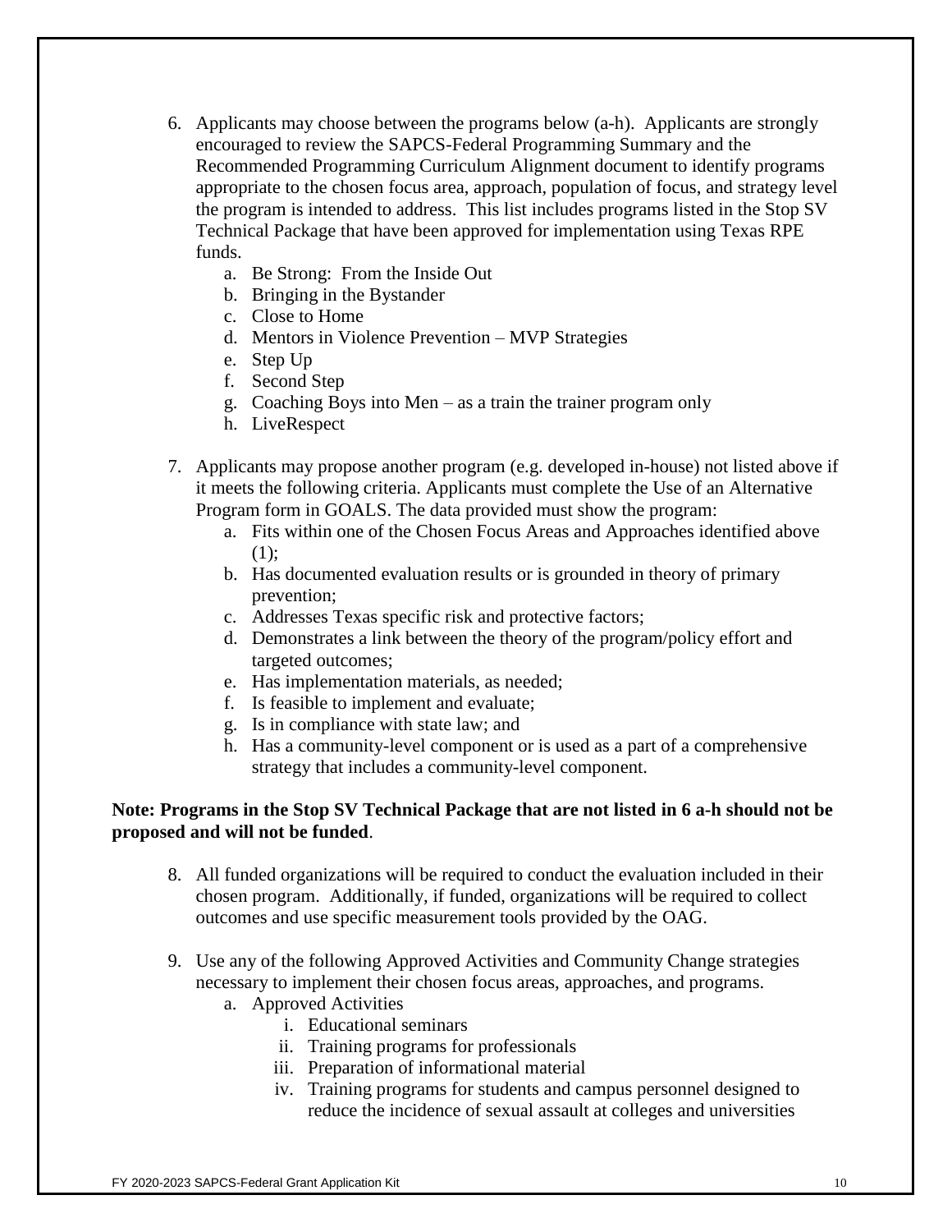6. Applicants may choose between the programs below (a-h). Applicants are strongly encouraged to review the SAPCS-Federal Programming Summary and the Recommended Programming Curriculum Alignment document to identify programs appropriate to the chosen focus area, approach, population of focus, and strategy level the program is intended to address. This list includes programs listed in the Stop SV Technical Package that have been approved for implementation using Texas RPE funds.
   a. Be Strong: From the Inside Out
   b. Bringing in the Bystander
   c. Close to Home
   d. Mentors in Violence Prevention – MVP Strategies
   e. Step Up
   f. Second Step
   g. Coaching Boys into Men – as a train the trainer program only
   h. LiveRespect

7. Applicants may propose another program (e.g. developed in-house) not listed above if it meets the following criteria. Applicants must complete the Use of an Alternative Program form in GOALS. The data provided must show the program:
   a. Fits within one of the Chosen Focus Areas and Approaches identified above (1);
   b. Has documented evaluation results or is grounded in theory of primary prevention;
   c. Addresses Texas specific risk and protective factors;
   d. Demonstrates a link between the theory of the program/policy effort and targeted outcomes;
   e. Has implementation materials, as needed;
   f. Is feasible to implement and evaluate;
   g. Is in compliance with state law; and
   h. Has a community-level component or is used as a part of a comprehensive strategy that includes a community-level component.

**Note: Programs in the Stop SV Technical Package that are not listed in 6 a-h should not be proposed and will not be funded**.

8. All funded organizations will be required to conduct the evaluation included in their chosen program. Additionally, if funded, organizations will be required to collect outcomes and use specific measurement tools provided by the OAG.

9. Use any of the following Approved Activities and Community Change strategies necessary to implement their chosen focus areas, approaches, and programs.
   a. Approved Activities
      i. Educational seminars
      ii. Training programs for professionals
      iii. Preparation of informational material
      iv. Training programs for students and campus personnel designed to reduce the incidence of sexual assault at colleges and universities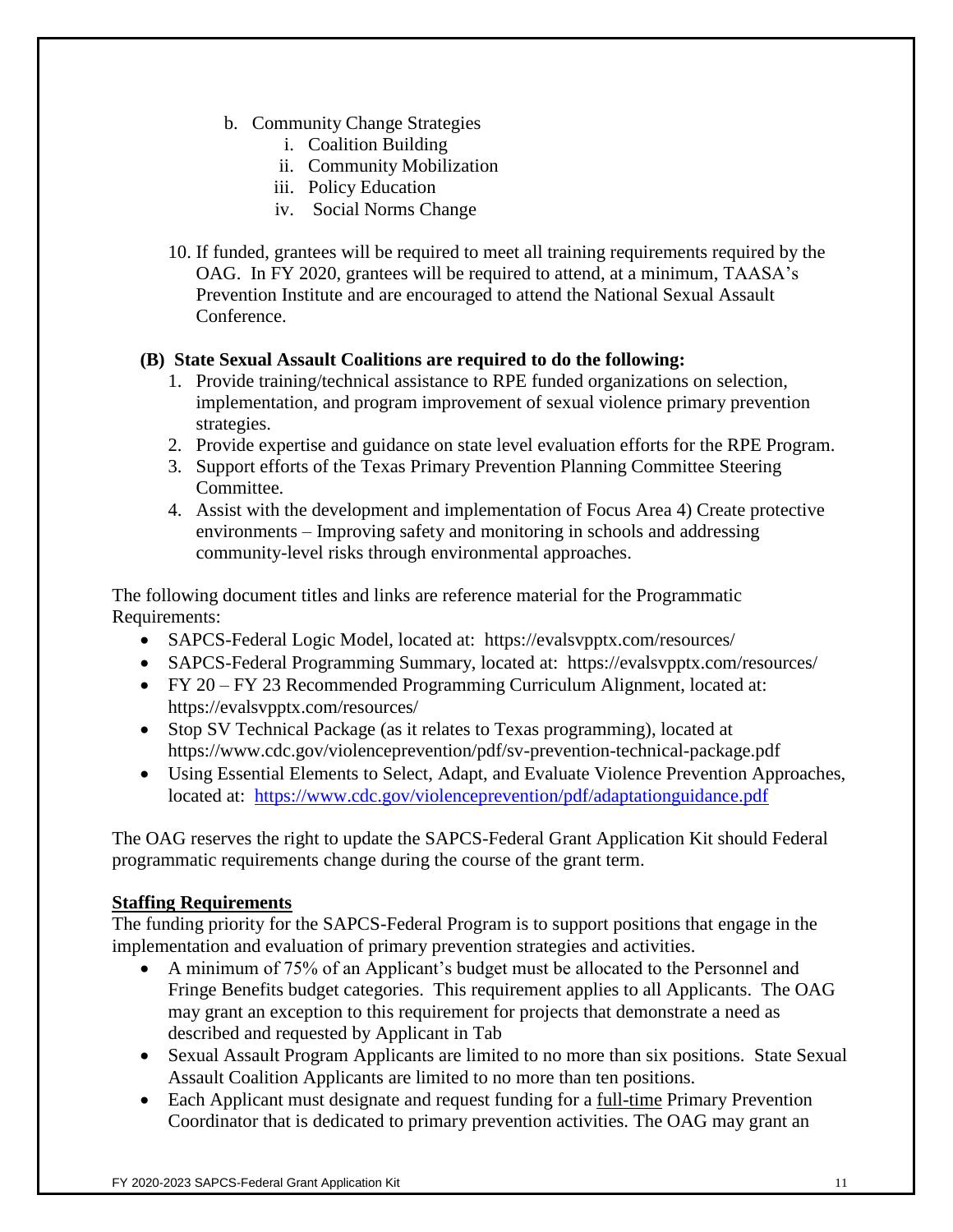b. Community Change Strategies
    i. Coalition Building
    ii. Community Mobilization
    iii. Policy Education
    iv. Social Norms Change

10. If funded, grantees will be required to meet all training requirements required by the OAG. In FY 2020, grantees will be required to attend, at a minimum, TAASA's Prevention Institute and are encouraged to attend the National Sexual Assault Conference.

**(B) State Sexual Assault Coalitions are required to do the following:**

1. Provide training/technical assistance to RPE funded organizations on selection, implementation, and program improvement of sexual violence primary prevention strategies.
2. Provide expertise and guidance on state level evaluation efforts for the RPE Program.
3. Support efforts of the Texas Primary Prevention Planning Committee Steering Committee.
4. Assist with the development and implementation of Focus Area 4) Create protective environments – Improving safety and monitoring in schools and addressing community-level risks through environmental approaches.

The following document titles and links are reference material for the Programmatic Requirements:

- SAPCS-Federal Logic Model, located at: https://evalsvpptx.com/resources/
- SAPCS-Federal Programming Summary, located at: https://evalsvpptx.com/resources/
- FY 20 – FY 23 Recommended Programming Curriculum Alignment, located at: https://evalsvpptx.com/resources/
- Stop SV Technical Package (as it relates to Texas programming), located at https://www.cdc.gov/violenceprevention/pdf/sv-prevention-technical-package.pdf
- Using Essential Elements to Select, Adapt, and Evaluate Violence Prevention Approaches, located at: https://www.cdc.gov/violenceprevention/pdf/adaptationguidance.pdf

The OAG reserves the right to update the SAPCS-Federal Grant Application Kit should Federal programmatic requirements change during the course of the grant term.

**Staffing Requirements**

The funding priority for the SAPCS-Federal Program is to support positions that engage in the implementation and evaluation of primary prevention strategies and activities.

- A minimum of 75% of an Applicant's budget must be allocated to the Personnel and Fringe Benefits budget categories. This requirement applies to all Applicants. The OAG may grant an exception to this requirement for projects that demonstrate a need as described and requested by Applicant in Tab
- Sexual Assault Program Applicants are limited to no more than six positions. State Sexual Assault Coalition Applicants are limited to no more than ten positions.
- Each Applicant must designate and request funding for a full-time Primary Prevention Coordinator that is dedicated to primary prevention activities. The OAG may grant an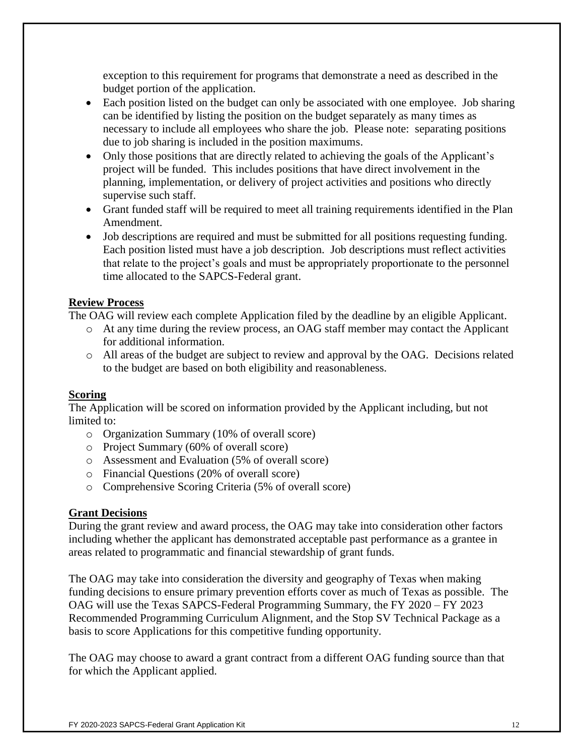exception to this requirement for programs that demonstrate a need as described in the budget portion of the application.

- Each position listed on the budget can only be associated with one employee. Job sharing can be identified by listing the position on the budget separately as many times as necessary to include all employees who share the job. Please note: separating positions due to job sharing is included in the position maximums.
- Only those positions that are directly related to achieving the goals of the Applicant's project will be funded. This includes positions that have direct involvement in the planning, implementation, or delivery of project activities and positions who directly supervise such staff.
- Grant funded staff will be required to meet all training requirements identified in the Plan Amendment.
- Job descriptions are required and must be submitted for all positions requesting funding. Each position listed must have a job description. Job descriptions must reflect activities that relate to the project's goals and must be appropriately proportionate to the personnel time allocated to the SAPCS-Federal grant.

**Review Process**

The OAG will review each complete Application filed by the deadline by an eligible Applicant.

- At any time during the review process, an OAG staff member may contact the Applicant for additional information.
- All areas of the budget are subject to review and approval by the OAG. Decisions related to the budget are based on both eligibility and reasonableness.

**Scoring**

The Application will be scored on information provided by the Applicant including, but not limited to:

- Organization Summary (10% of overall score)
- Project Summary (60% of overall score)
- Assessment and Evaluation (5% of overall score)
- Financial Questions (20% of overall score)
- Comprehensive Scoring Criteria (5% of overall score)

**Grant Decisions**

During the grant review and award process, the OAG may take into consideration other factors including whether the applicant has demonstrated acceptable past performance as a grantee in areas related to programmatic and financial stewardship of grant funds.

The OAG may take into consideration the diversity and geography of Texas when making funding decisions to ensure primary prevention efforts cover as much of Texas as possible. The OAG will use the Texas SAPCS-Federal Programming Summary, the FY 2020 – FY 2023 Recommended Programming Curriculum Alignment, and the Stop SV Technical Package as a basis to score Applications for this competitive funding opportunity.

The OAG may choose to award a grant contract from a different OAG funding source than that for which the Applicant applied.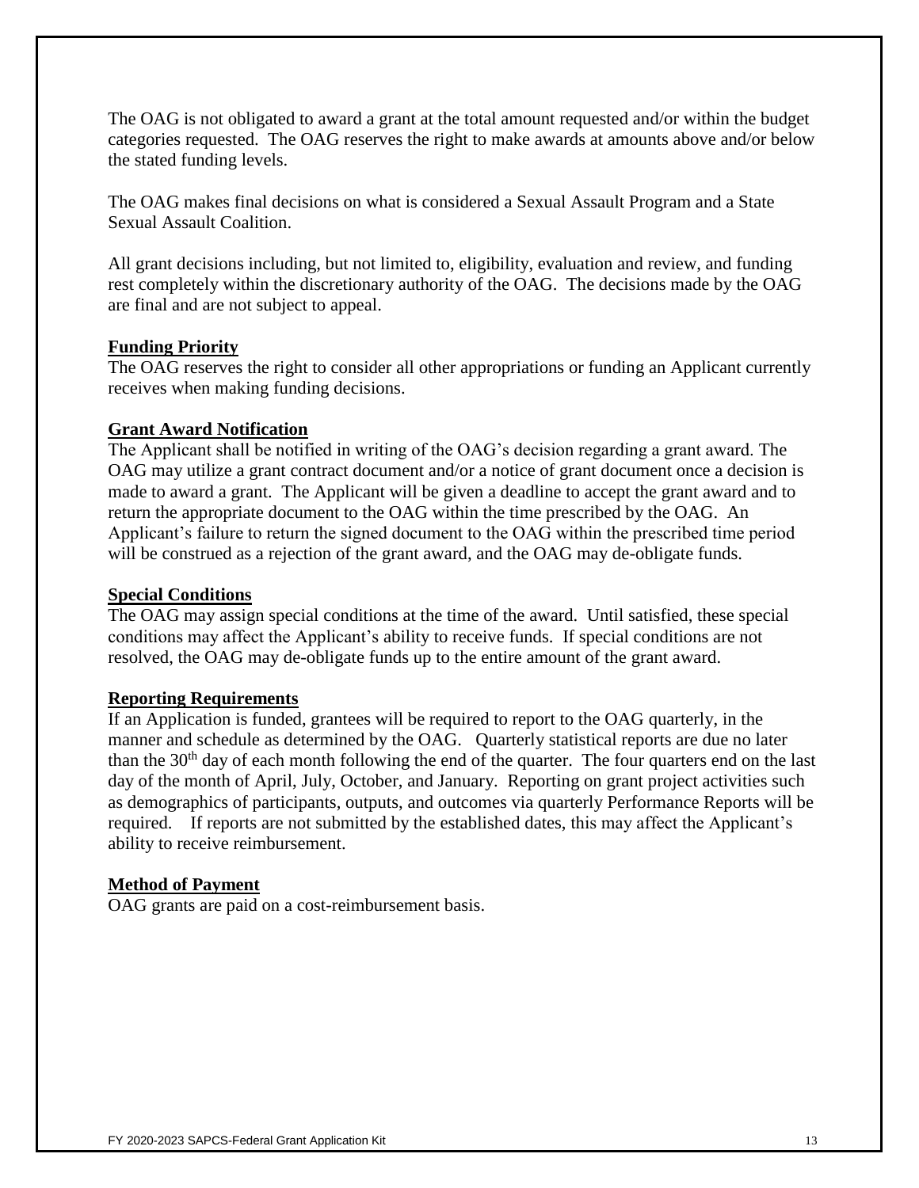The OAG is not obligated to award a grant at the total amount requested and/or within the budget categories requested. The OAG reserves the right to make awards at amounts above and/or below the stated funding levels.

The OAG makes final decisions on what is considered a Sexual Assault Program and a State Sexual Assault Coalition.

All grant decisions including, but not limited to, eligibility, evaluation and review, and funding rest completely within the discretionary authority of the OAG. The decisions made by the OAG are final and are not subject to appeal.

**Funding Priority**

The OAG reserves the right to consider all other appropriations or funding an Applicant currently receives when making funding decisions.

**Grant Award Notification**

The Applicant shall be notified in writing of the OAG's decision regarding a grant award. The OAG may utilize a grant contract document and/or a notice of grant document once a decision is made to award a grant. The Applicant will be given a deadline to accept the grant award and to return the appropriate document to the OAG within the time prescribed by the OAG. An Applicant's failure to return the signed document to the OAG within the prescribed time period will be construed as a rejection of the grant award, and the OAG may de-obligate funds.

**Special Conditions**

The OAG may assign special conditions at the time of the award. Until satisfied, these special conditions may affect the Applicant's ability to receive funds. If special conditions are not resolved, the OAG may de-obligate funds up to the entire amount of the grant award.

**Reporting Requirements**

If an Application is funded, grantees will be required to report to the OAG quarterly, in the manner and schedule as determined by the OAG. Quarterly statistical reports are due no later than the 30th day of each month following the end of the quarter. The four quarters end on the last day of the month of April, July, October, and January. Reporting on grant project activities such as demographics of participants, outputs, and outcomes via quarterly Performance Reports will be required. If reports are not submitted by the established dates, this may affect the Applicant's ability to receive reimbursement.

**Method of Payment**

OAG grants are paid on a cost-reimbursement basis.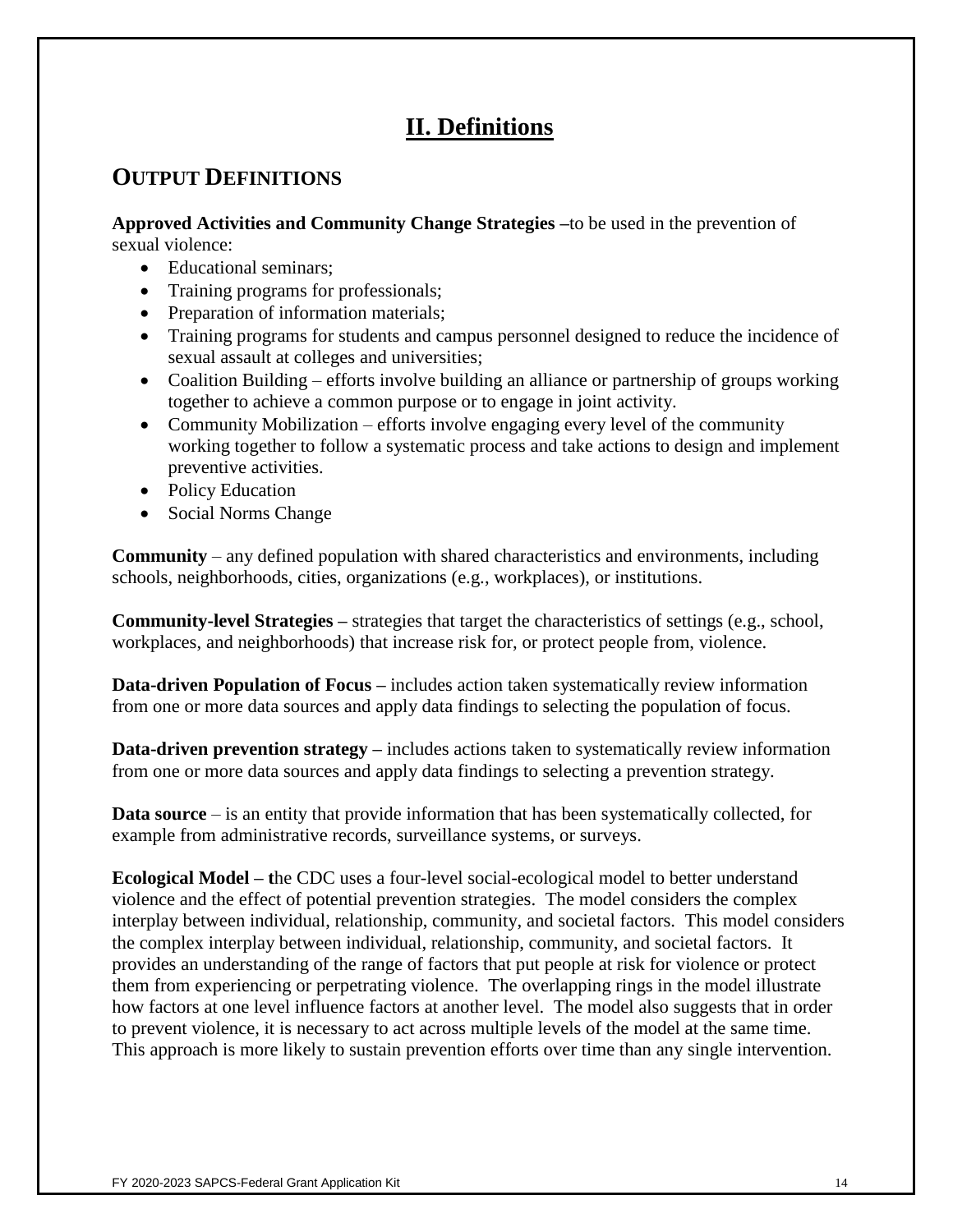# II. Definitions

## OUTPUT DEFINITIONS

**Approved Activities and Community Change Strategies –**to be used in the prevention of sexual violence:

- Educational seminars;
- Training programs for professionals;
- Preparation of information materials;
- Training programs for students and campus personnel designed to reduce the incidence of sexual assault at colleges and universities;
- Coalition Building – efforts involve building an alliance or partnership of groups working together to achieve a common purpose or to engage in joint activity.
- Community Mobilization – efforts involve engaging every level of the community working together to follow a systematic process and take actions to design and implement preventive activities.
- Policy Education
- Social Norms Change

**Community** – any defined population with shared characteristics and environments, including schools, neighborhoods, cities, organizations (e.g., workplaces), or institutions.

**Community-level Strategies –** strategies that target the characteristics of settings (e.g., school, workplaces, and neighborhoods) that increase risk for, or protect people from, violence.

**Data-driven Population of Focus –** includes action taken systematically review information from one or more data sources and apply data findings to selecting the population of focus.

**Data-driven prevention strategy –** includes actions taken to systematically review information from one or more data sources and apply data findings to selecting a prevention strategy.

**Data source** – is an entity that provide information that has been systematically collected, for example from administrative records, surveillance systems, or surveys.

**Ecological Model – t**he CDC uses a four-level social-ecological model to better understand violence and the effect of potential prevention strategies. The model considers the complex interplay between individual, relationship, community, and societal factors. This model considers the complex interplay between individual, relationship, community, and societal factors. It provides an understanding of the range of factors that put people at risk for violence or protect them from experiencing or perpetrating violence. The overlapping rings in the model illustrate how factors at one level influence factors at another level. The model also suggests that in order to prevent violence, it is necessary to act across multiple levels of the model at the same time. This approach is more likely to sustain prevention efforts over time than any single intervention.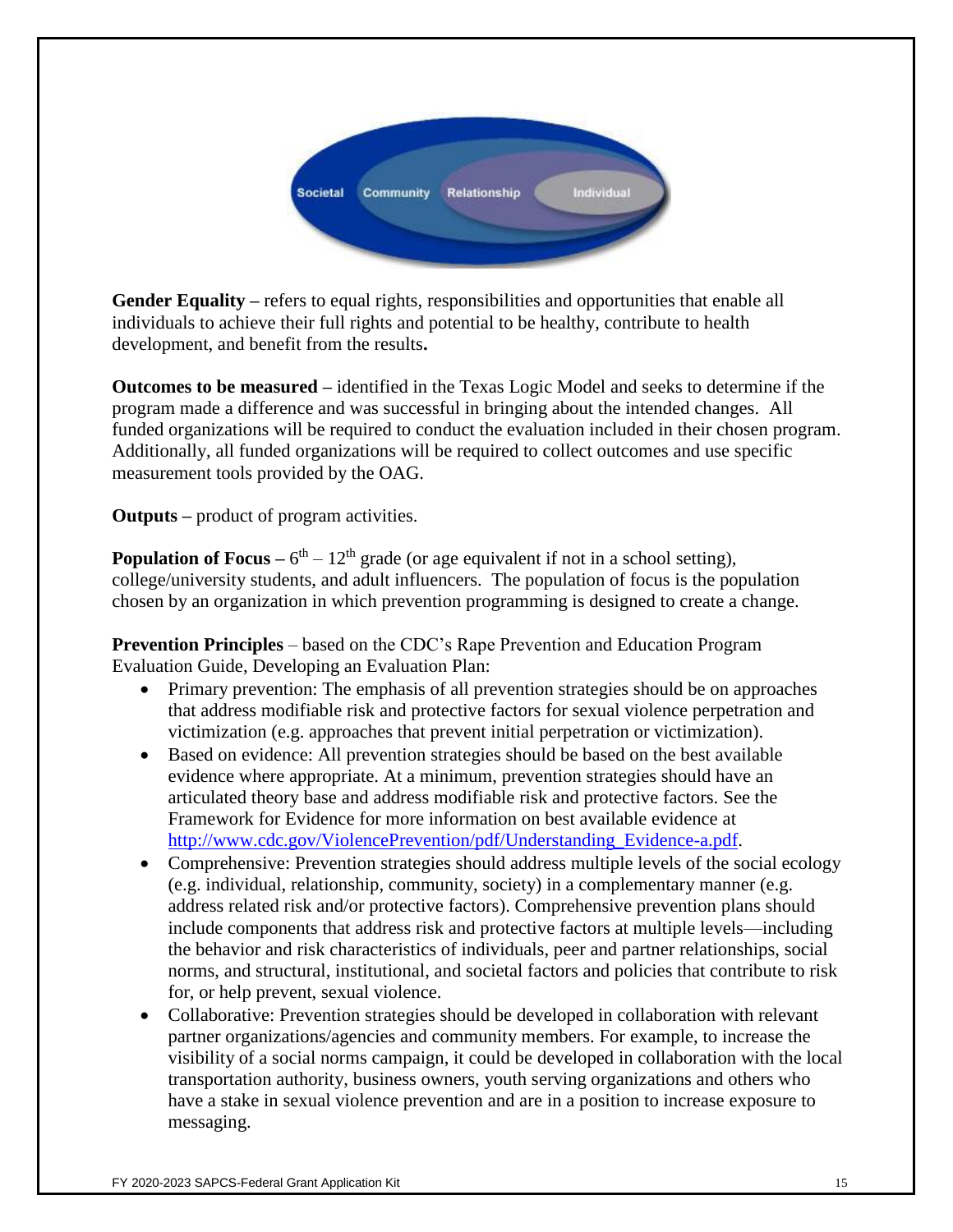Societal Community Relationship Individual

**Gender Equality –** refers to equal rights, responsibilities and opportunities that enable all individuals to achieve their full rights and potential to be healthy, contribute to health development, and benefit from the results**.**

**Outcomes to be measured –** identified in the Texas Logic Model and seeks to determine if the program made a difference and was successful in bringing about the intended changes. All funded organizations will be required to conduct the evaluation included in their chosen program. Additionally, all funded organizations will be required to collect outcomes and use specific measurement tools provided by the OAG.

**Outputs –** product of program activities.

**Population of Focus –** 6th – 12th grade (or age equivalent if not in a school setting), college/university students, and adult influencers. The population of focus is the population chosen by an organization in which prevention programming is designed to create a change.

**Prevention Principles** – based on the CDC's Rape Prevention and Education Program Evaluation Guide, Developing an Evaluation Plan:

- Primary prevention: The emphasis of all prevention strategies should be on approaches that address modifiable risk and protective factors for sexual violence perpetration and victimization (e.g. approaches that prevent initial perpetration or victimization).
- Based on evidence: All prevention strategies should be based on the best available evidence where appropriate. At a minimum, prevention strategies should have an articulated theory base and address modifiable risk and protective factors. See the Framework for Evidence for more information on best available evidence at http://www.cdc.gov/ViolencePrevention/pdf/Understanding_Evidence-a.pdf.
- Comprehensive: Prevention strategies should address multiple levels of the social ecology (e.g. individual, relationship, community, society) in a complementary manner (e.g. address related risk and/or protective factors). Comprehensive prevention plans should include components that address risk and protective factors at multiple levels—including the behavior and risk characteristics of individuals, peer and partner relationships, social norms, and structural, institutional, and societal factors and policies that contribute to risk for, or help prevent, sexual violence.
- Collaborative: Prevention strategies should be developed in collaboration with relevant partner organizations/agencies and community members. For example, to increase the visibility of a social norms campaign, it could be developed in collaboration with the local transportation authority, business owners, youth serving organizations and others who have a stake in sexual violence prevention and are in a position to increase exposure to messaging.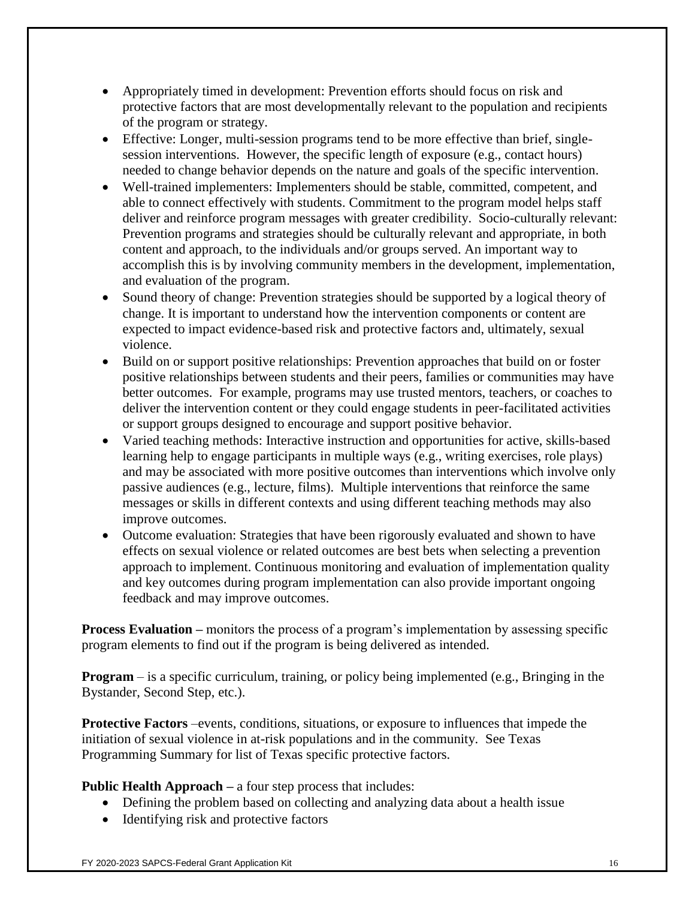- Appropriately timed in development: Prevention efforts should focus on risk and protective factors that are most developmentally relevant to the population and recipients of the program or strategy.
- Effective: Longer, multi-session programs tend to be more effective than brief, single-session interventions. However, the specific length of exposure (e.g., contact hours) needed to change behavior depends on the nature and goals of the specific intervention.
- Well-trained implementers: Implementers should be stable, committed, competent, and able to connect effectively with students. Commitment to the program model helps staff deliver and reinforce program messages with greater credibility. Socio-culturally relevant: Prevention programs and strategies should be culturally relevant and appropriate, in both content and approach, to the individuals and/or groups served. An important way to accomplish this is by involving community members in the development, implementation, and evaluation of the program.
- Sound theory of change: Prevention strategies should be supported by a logical theory of change. It is important to understand how the intervention components or content are expected to impact evidence-based risk and protective factors and, ultimately, sexual violence.
- Build on or support positive relationships: Prevention approaches that build on or foster positive relationships between students and their peers, families or communities may have better outcomes. For example, programs may use trusted mentors, teachers, or coaches to deliver the intervention content or they could engage students in peer-facilitated activities or support groups designed to encourage and support positive behavior.
- Varied teaching methods: Interactive instruction and opportunities for active, skills-based learning help to engage participants in multiple ways (e.g., writing exercises, role plays) and may be associated with more positive outcomes than interventions which involve only passive audiences (e.g., lecture, films). Multiple interventions that reinforce the same messages or skills in different contexts and using different teaching methods may also improve outcomes.
- Outcome evaluation: Strategies that have been rigorously evaluated and shown to have effects on sexual violence or related outcomes are best bets when selecting a prevention approach to implement. Continuous monitoring and evaluation of implementation quality and key outcomes during program implementation can also provide important ongoing feedback and may improve outcomes.

**Process Evaluation –** monitors the process of a program's implementation by assessing specific program elements to find out if the program is being delivered as intended.

**Program** – is a specific curriculum, training, or policy being implemented (e.g., Bringing in the Bystander, Second Step, etc.).

**Protective Factors** –events, conditions, situations, or exposure to influences that impede the initiation of sexual violence in at-risk populations and in the community. See Texas Programming Summary for list of Texas specific protective factors.

**Public Health Approach –** a four step process that includes:

- Defining the problem based on collecting and analyzing data about a health issue
- Identifying risk and protective factors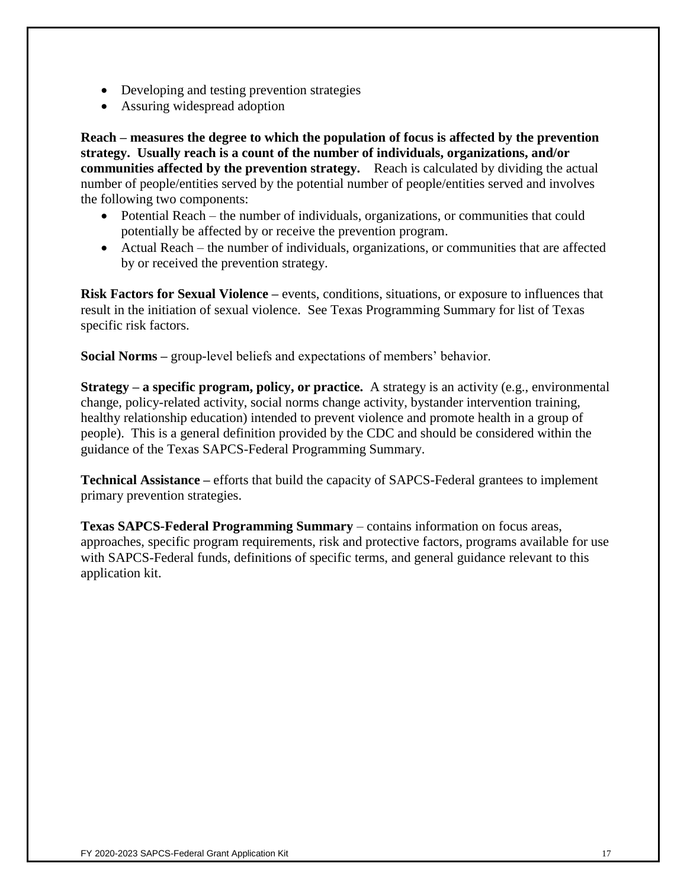- Developing and testing prevention strategies
- Assuring widespread adoption

**Reach – measures the degree to which the population of focus is affected by the prevention strategy. Usually reach is a count of the number of individuals, organizations, and/or communities affected by the prevention strategy.** Reach is calculated by dividing the actual number of people/entities served by the potential number of people/entities served and involves the following two components:

- Potential Reach – the number of individuals, organizations, or communities that could potentially be affected by or receive the prevention program.
- Actual Reach – the number of individuals, organizations, or communities that are affected by or received the prevention strategy.

**Risk Factors for Sexual Violence –** events, conditions, situations, or exposure to influences that result in the initiation of sexual violence. See Texas Programming Summary for list of Texas specific risk factors.

**Social Norms –** group-level beliefs and expectations of members' behavior.

**Strategy – a specific program, policy, or practice.** A strategy is an activity (e.g., environmental change, policy-related activity, social norms change activity, bystander intervention training, healthy relationship education) intended to prevent violence and promote health in a group of people). This is a general definition provided by the CDC and should be considered within the guidance of the Texas SAPCS-Federal Programming Summary.

**Technical Assistance –** efforts that build the capacity of SAPCS-Federal grantees to implement primary prevention strategies.

**Texas SAPCS-Federal Programming Summary** – contains information on focus areas, approaches, specific program requirements, risk and protective factors, programs available for use with SAPCS-Federal funds, definitions of specific terms, and general guidance relevant to this application kit.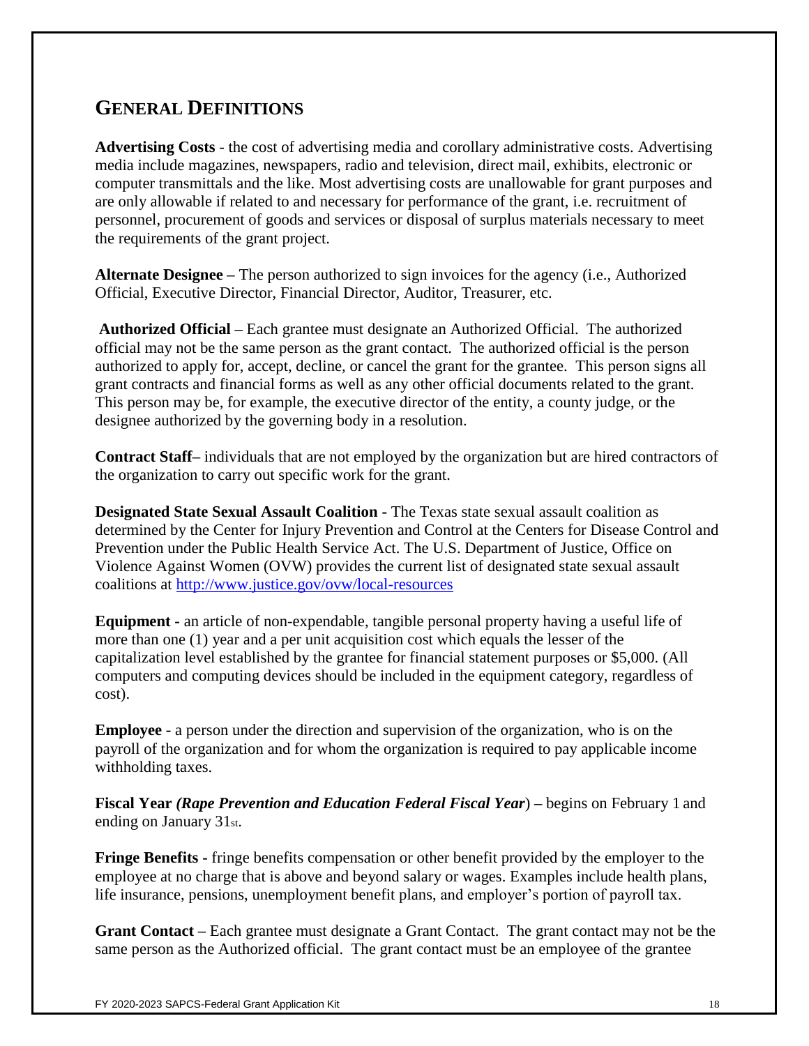## GENERAL DEFINITIONS

**Advertising Costs** - the cost of advertising media and corollary administrative costs. Advertising media include magazines, newspapers, radio and television, direct mail, exhibits, electronic or computer transmittals and the like. Most advertising costs are unallowable for grant purposes and are only allowable if related to and necessary for performance of the grant, i.e. recruitment of personnel, procurement of goods and services or disposal of surplus materials necessary to meet the requirements of the grant project.

**Alternate Designee –** The person authorized to sign invoices for the agency (i.e., Authorized Official, Executive Director, Financial Director, Auditor, Treasurer, etc.

**Authorized Official –** Each grantee must designate an Authorized Official. The authorized official may not be the same person as the grant contact. The authorized official is the person authorized to apply for, accept, decline, or cancel the grant for the grantee. This person signs all grant contracts and financial forms as well as any other official documents related to the grant. This person may be, for example, the executive director of the entity, a county judge, or the designee authorized by the governing body in a resolution.

**Contract Staff–** individuals that are not employed by the organization but are hired contractors of the organization to carry out specific work for the grant.

**Designated State Sexual Assault Coalition -** The Texas state sexual assault coalition as determined by the Center for Injury Prevention and Control at the Centers for Disease Control and Prevention under the Public Health Service Act. The U.S. Department of Justice, Office on Violence Against Women (OVW) provides the current list of designated state sexual assault coalitions at http://www.justice.gov/ovw/local-resources

**Equipment -** an article of non-expendable, tangible personal property having a useful life of more than one (1) year and a per unit acquisition cost which equals the lesser of the capitalization level established by the grantee for financial statement purposes or $5,000. (All computers and computing devices should be included in the equipment category, regardless of cost).

**Employee -** a person under the direction and supervision of the organization, who is on the payroll of the organization and for whom the organization is required to pay applicable income withholding taxes.

**Fiscal Year** ***(Rape Prevention and Education Federal Fiscal Year*****) –** begins on February 1 and ending on January 31st.

**Fringe Benefits -** fringe benefits compensation or other benefit provided by the employer to the employee at no charge that is above and beyond salary or wages. Examples include health plans, life insurance, pensions, unemployment benefit plans, and employer's portion of payroll tax.

**Grant Contact –** Each grantee must designate a Grant Contact. The grant contact may not be the same person as the Authorized official. The grant contact must be an employee of the grantee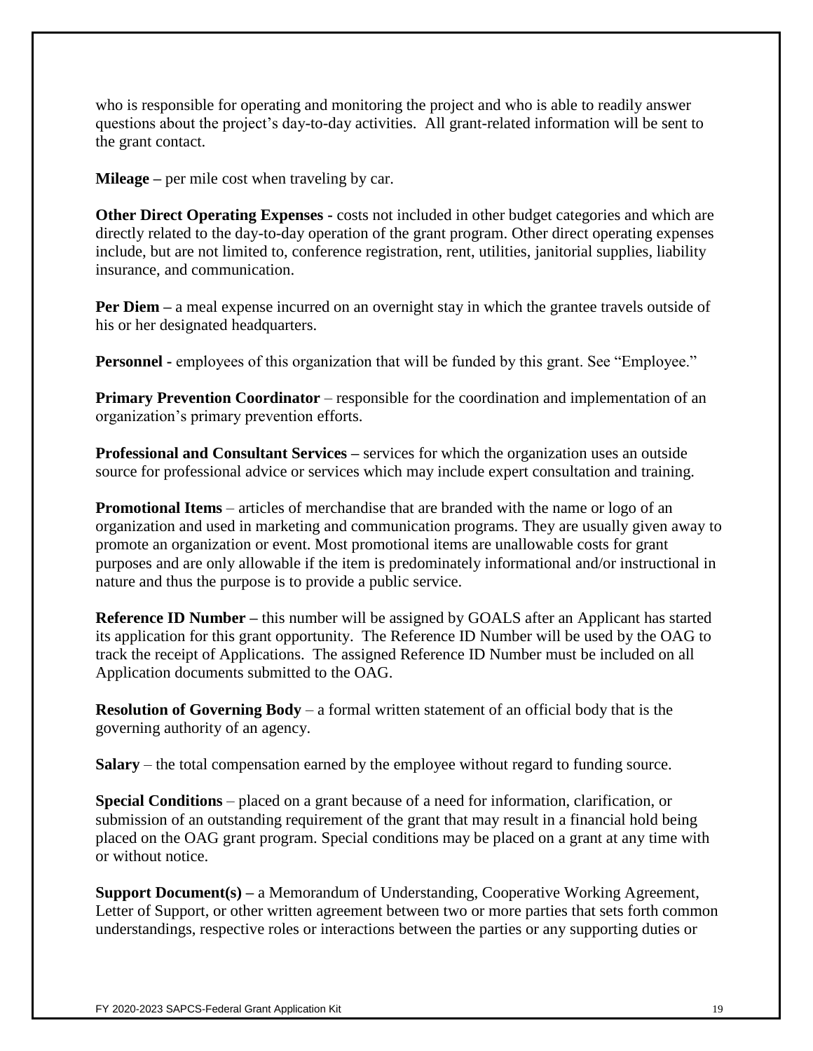who is responsible for operating and monitoring the project and who is able to readily answer questions about the project's day-to-day activities. All grant-related information will be sent to the grant contact.

**Mileage –** per mile cost when traveling by car.

**Other Direct Operating Expenses -** costs not included in other budget categories and which are directly related to the day-to-day operation of the grant program. Other direct operating expenses include, but are not limited to, conference registration, rent, utilities, janitorial supplies, liability insurance, and communication.

**Per Diem –** a meal expense incurred on an overnight stay in which the grantee travels outside of his or her designated headquarters.

**Personnel -** employees of this organization that will be funded by this grant. See "Employee."

**Primary Prevention Coordinator** – responsible for the coordination and implementation of an organization's primary prevention efforts.

**Professional and Consultant Services –** services for which the organization uses an outside source for professional advice or services which may include expert consultation and training.

**Promotional Items** – articles of merchandise that are branded with the name or logo of an organization and used in marketing and communication programs. They are usually given away to promote an organization or event. Most promotional items are unallowable costs for grant purposes and are only allowable if the item is predominately informational and/or instructional in nature and thus the purpose is to provide a public service.

**Reference ID Number –** this number will be assigned by GOALS after an Applicant has started its application for this grant opportunity. The Reference ID Number will be used by the OAG to track the receipt of Applications. The assigned Reference ID Number must be included on all Application documents submitted to the OAG.

**Resolution of Governing Body** – a formal written statement of an official body that is the governing authority of an agency.

**Salary** – the total compensation earned by the employee without regard to funding source.

**Special Conditions** – placed on a grant because of a need for information, clarification, or submission of an outstanding requirement of the grant that may result in a financial hold being placed on the OAG grant program. Special conditions may be placed on a grant at any time with or without notice.

**Support Document(s) –** a Memorandum of Understanding, Cooperative Working Agreement, Letter of Support, or other written agreement between two or more parties that sets forth common understandings, respective roles or interactions between the parties or any supporting duties or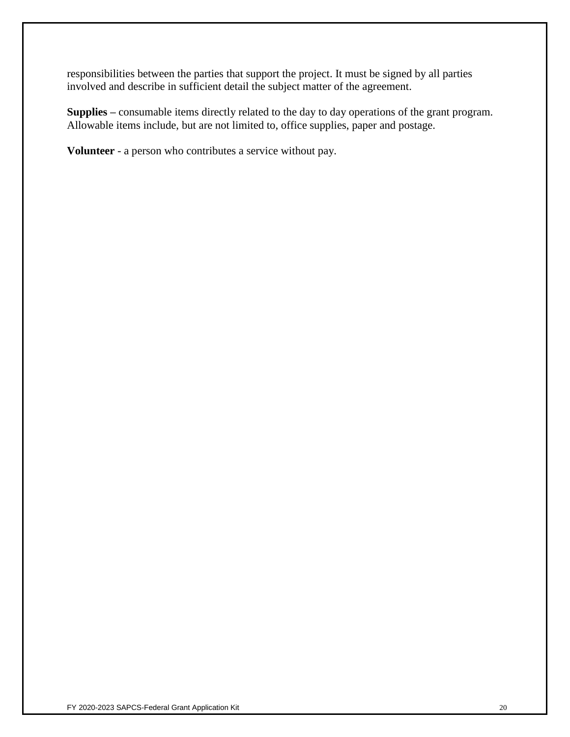responsibilities between the parties that support the project. It must be signed by all parties involved and describe in sufficient detail the subject matter of the agreement.

**Supplies –** consumable items directly related to the day to day operations of the grant program. Allowable items include, but are not limited to, office supplies, paper and postage.

**Volunteer** - a person who contributes a service without pay.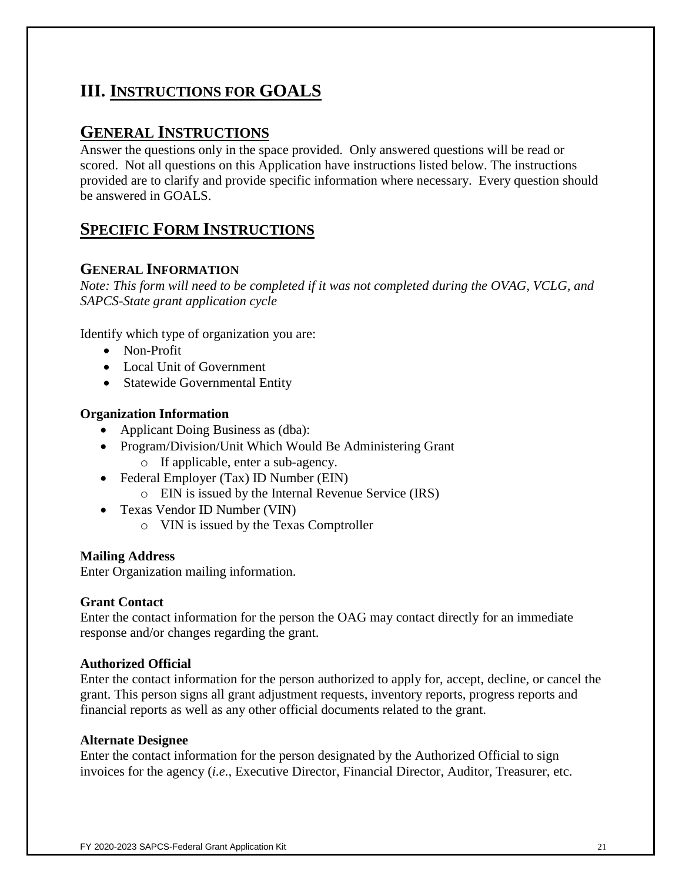# III. INSTRUCTIONS FOR GOALS

## GENERAL INSTRUCTIONS

Answer the questions only in the space provided. Only answered questions will be read or scored. Not all questions on this Application have instructions listed below. The instructions provided are to clarify and provide specific information where necessary. Every question should be answered in GOALS.

## SPECIFIC FORM INSTRUCTIONS

### GENERAL INFORMATION

*Note: This form will need to be completed if it was not completed during the OVAG, VCLG, and SAPCS-State grant application cycle*

Identify which type of organization you are:

- Non-Profit
- Local Unit of Government
- Statewide Governmental Entity

**Organization Information**

- Applicant Doing Business as (dba):
- Program/Division/Unit Which Would Be Administering Grant
  - If applicable, enter a sub-agency.
- Federal Employer (Tax) ID Number (EIN)
  - EIN is issued by the Internal Revenue Service (IRS)
- Texas Vendor ID Number (VIN)
  - VIN is issued by the Texas Comptroller

**Mailing Address**

Enter Organization mailing information.

**Grant Contact**

Enter the contact information for the person the OAG may contact directly for an immediate response and/or changes regarding the grant.

**Authorized Official**

Enter the contact information for the person authorized to apply for, accept, decline, or cancel the grant. This person signs all grant adjustment requests, inventory reports, progress reports and financial reports as well as any other official documents related to the grant.

**Alternate Designee**

Enter the contact information for the person designated by the Authorized Official to sign invoices for the agency (*i.e.*, Executive Director, Financial Director, Auditor, Treasurer, etc.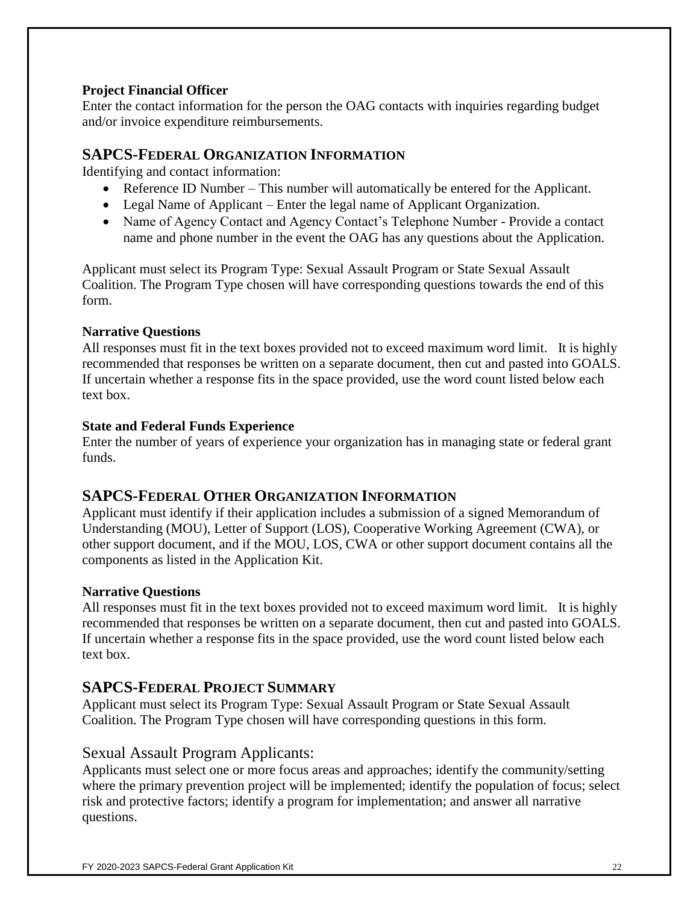**Project Financial Officer**

Enter the contact information for the person the OAG contacts with inquiries regarding budget and/or invoice expenditure reimbursements.

## SAPCS-FEDERAL ORGANIZATION INFORMATION

Identifying and contact information:

- Reference ID Number – This number will automatically be entered for the Applicant.
- Legal Name of Applicant – Enter the legal name of Applicant Organization.
- Name of Agency Contact and Agency Contact's Telephone Number - Provide a contact name and phone number in the event the OAG has any questions about the Application.

Applicant must select its Program Type: Sexual Assault Program or State Sexual Assault Coalition. The Program Type chosen will have corresponding questions towards the end of this form.

**Narrative Questions**

All responses must fit in the text boxes provided not to exceed maximum word limit. It is highly recommended that responses be written on a separate document, then cut and pasted into GOALS. If uncertain whether a response fits in the space provided, use the word count listed below each text box.

**State and Federal Funds Experience**

Enter the number of years of experience your organization has in managing state or federal grant funds.

## SAPCS-FEDERAL OTHER ORGANIZATION INFORMATION

Applicant must identify if their application includes a submission of a signed Memorandum of Understanding (MOU), Letter of Support (LOS), Cooperative Working Agreement (CWA), or other support document, and if the MOU, LOS, CWA or other support document contains all the components as listed in the Application Kit.

**Narrative Questions**

All responses must fit in the text boxes provided not to exceed maximum word limit. It is highly recommended that responses be written on a separate document, then cut and pasted into GOALS. If uncertain whether a response fits in the space provided, use the word count listed below each text box.

## SAPCS-FEDERAL PROJECT SUMMARY

Applicant must select its Program Type: Sexual Assault Program or State Sexual Assault Coalition. The Program Type chosen will have corresponding questions in this form.

### Sexual Assault Program Applicants:

Applicants must select one or more focus areas and approaches; identify the community/setting where the primary prevention project will be implemented; identify the population of focus; select risk and protective factors; identify a program for implementation; and answer all narrative questions.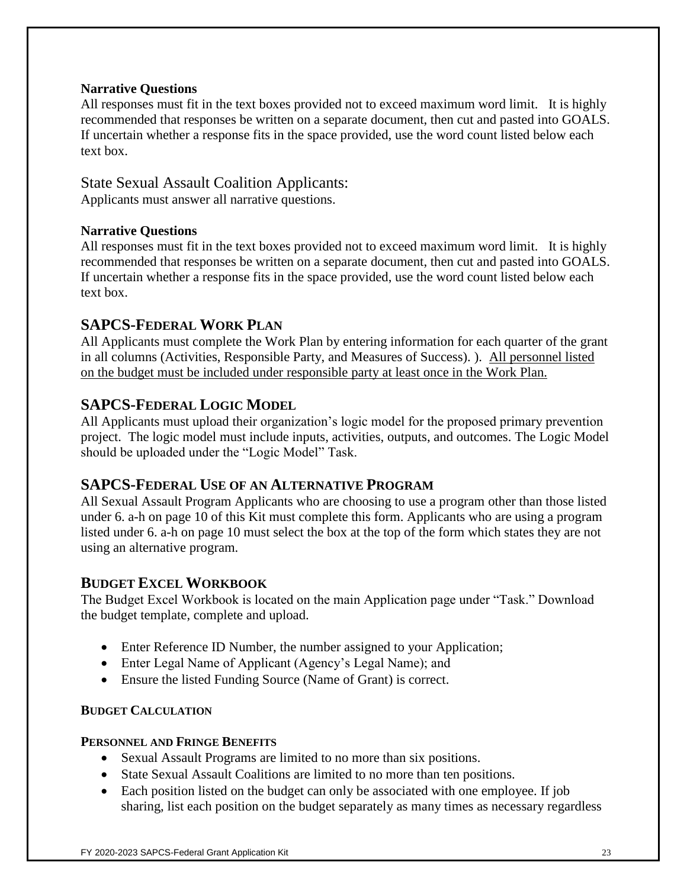**Narrative Questions**

All responses must fit in the text boxes provided not to exceed maximum word limit. It is highly recommended that responses be written on a separate document, then cut and pasted into GOALS. If uncertain whether a response fits in the space provided, use the word count listed below each text box.

State Sexual Assault Coalition Applicants:

Applicants must answer all narrative questions.

**Narrative Questions**

All responses must fit in the text boxes provided not to exceed maximum word limit. It is highly recommended that responses be written on a separate document, then cut and pasted into GOALS. If uncertain whether a response fits in the space provided, use the word count listed below each text box.

## SAPCS-Federal Work Plan

All Applicants must complete the Work Plan by entering information for each quarter of the grant in all columns (Activities, Responsible Party, and Measures of Success). ). All personnel listed on the budget must be included under responsible party at least once in the Work Plan.

## SAPCS-Federal Logic Model

All Applicants must upload their organization's logic model for the proposed primary prevention project. The logic model must include inputs, activities, outputs, and outcomes. The Logic Model should be uploaded under the "Logic Model" Task.

## SAPCS-Federal Use of an Alternative Program

All Sexual Assault Program Applicants who are choosing to use a program other than those listed under 6. a-h on page 10 of this Kit must complete this form. Applicants who are using a program listed under 6. a-h on page 10 must select the box at the top of the form which states they are not using an alternative program.

## Budget Excel Workbook

The Budget Excel Workbook is located on the main Application page under "Task." Download the budget template, complete and upload.

- Enter Reference ID Number, the number assigned to your Application;
- Enter Legal Name of Applicant (Agency's Legal Name); and
- Ensure the listed Funding Source (Name of Grant) is correct.

### Budget Calculation

#### Personnel and Fringe Benefits

- Sexual Assault Programs are limited to no more than six positions.
- State Sexual Assault Coalitions are limited to no more than ten positions.
- Each position listed on the budget can only be associated with one employee. If job sharing, list each position on the budget separately as many times as necessary regardless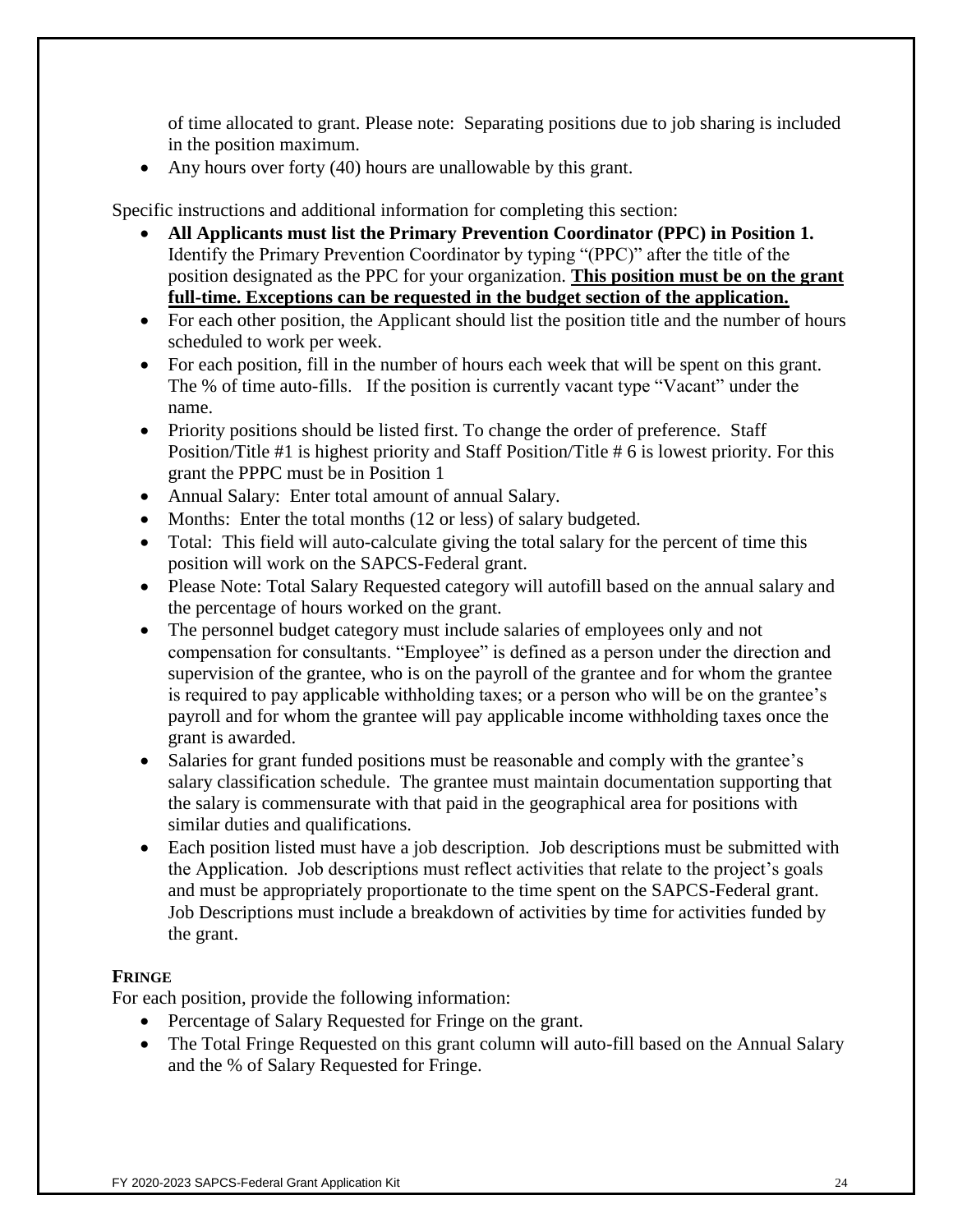of time allocated to grant. Please note: Separating positions due to job sharing is included in the position maximum.

- Any hours over forty (40) hours are unallowable by this grant.

Specific instructions and additional information for completing this section:

- **All Applicants must list the Primary Prevention Coordinator (PPC) in Position 1.** Identify the Primary Prevention Coordinator by typing "(PPC)" after the title of the position designated as the PPC for your organization. **<u>This position must be on the grant full-time. Exceptions can be requested in the budget section of the application.</u>**
- For each other position, the Applicant should list the position title and the number of hours scheduled to work per week.
- For each position, fill in the number of hours each week that will be spent on this grant. The % of time auto-fills. If the position is currently vacant type "Vacant" under the name.
- Priority positions should be listed first. To change the order of preference. Staff Position/Title #1 is highest priority and Staff Position/Title # 6 is lowest priority. For this grant the PPPC must be in Position 1
- Annual Salary: Enter total amount of annual Salary.
- Months: Enter the total months (12 or less) of salary budgeted.
- Total: This field will auto-calculate giving the total salary for the percent of time this position will work on the SAPCS-Federal grant.
- Please Note: Total Salary Requested category will autofill based on the annual salary and the percentage of hours worked on the grant.
- The personnel budget category must include salaries of employees only and not compensation for consultants. "Employee" is defined as a person under the direction and supervision of the grantee, who is on the payroll of the grantee and for whom the grantee is required to pay applicable withholding taxes; or a person who will be on the grantee's payroll and for whom the grantee will pay applicable income withholding taxes once the grant is awarded.
- Salaries for grant funded positions must be reasonable and comply with the grantee's salary classification schedule. The grantee must maintain documentation supporting that the salary is commensurate with that paid in the geographical area for positions with similar duties and qualifications.
- Each position listed must have a job description. Job descriptions must be submitted with the Application. Job descriptions must reflect activities that relate to the project's goals and must be appropriately proportionate to the time spent on the SAPCS-Federal grant. Job Descriptions must include a breakdown of activities by time for activities funded by the grant.

**FRINGE**

For each position, provide the following information:

- Percentage of Salary Requested for Fringe on the grant.
- The Total Fringe Requested on this grant column will auto-fill based on the Annual Salary and the % of Salary Requested for Fringe.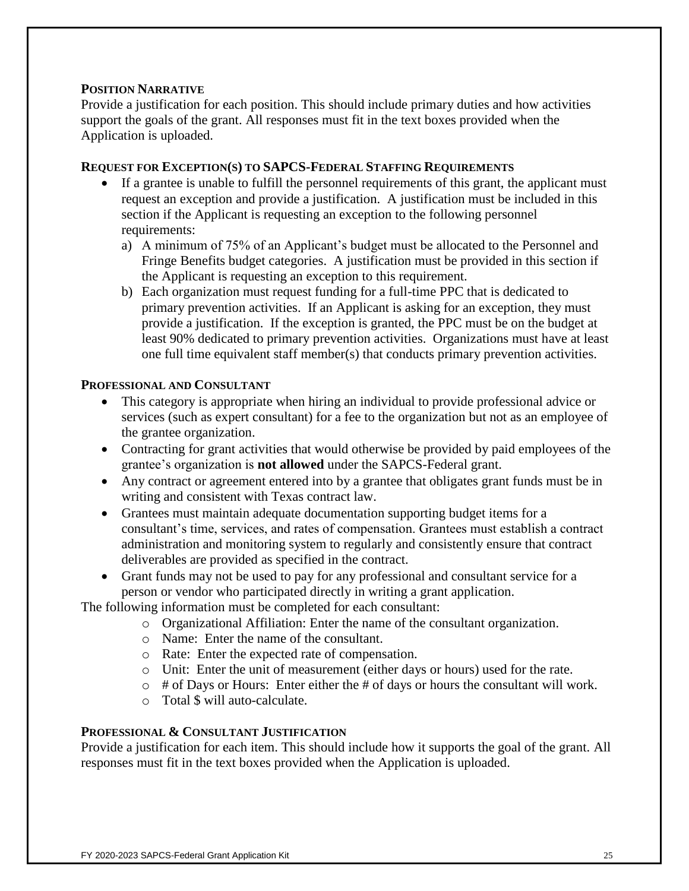## **POSITION NARRATIVE**

Provide a justification for each position. This should include primary duties and how activities support the goals of the grant. All responses must fit in the text boxes provided when the Application is uploaded.

## **REQUEST FOR EXCEPTION(S) TO SAPCS-FEDERAL STAFFING REQUIREMENTS**

- If a grantee is unable to fulfill the personnel requirements of this grant, the applicant must request an exception and provide a justification. A justification must be included in this section if the Applicant is requesting an exception to the following personnel requirements:
  - a) A minimum of 75% of an Applicant's budget must be allocated to the Personnel and Fringe Benefits budget categories. A justification must be provided in this section if the Applicant is requesting an exception to this requirement.
  - b) Each organization must request funding for a full-time PPC that is dedicated to primary prevention activities. If an Applicant is asking for an exception, they must provide a justification. If the exception is granted, the PPC must be on the budget at least 90% dedicated to primary prevention activities. Organizations must have at least one full time equivalent staff member(s) that conducts primary prevention activities.

## **PROFESSIONAL AND CONSULTANT**

- This category is appropriate when hiring an individual to provide professional advice or services (such as expert consultant) for a fee to the organization but not as an employee of the grantee organization.
- Contracting for grant activities that would otherwise be provided by paid employees of the grantee's organization is **not allowed** under the SAPCS-Federal grant.
- Any contract or agreement entered into by a grantee that obligates grant funds must be in writing and consistent with Texas contract law.
- Grantees must maintain adequate documentation supporting budget items for a consultant's time, services, and rates of compensation. Grantees must establish a contract administration and monitoring system to regularly and consistently ensure that contract deliverables are provided as specified in the contract.
- Grant funds may not be used to pay for any professional and consultant service for a person or vendor who participated directly in writing a grant application.

The following information must be completed for each consultant:

- Organizational Affiliation: Enter the name of the consultant organization.
- Name: Enter the name of the consultant.
- Rate: Enter the expected rate of compensation.
- Unit: Enter the unit of measurement (either days or hours) used for the rate.
- # of Days or Hours: Enter either the # of days or hours the consultant will work.
- Total $ will auto-calculate.

## **PROFESSIONAL & CONSULTANT JUSTIFICATION**

Provide a justification for each item. This should include how it supports the goal of the grant. All responses must fit in the text boxes provided when the Application is uploaded.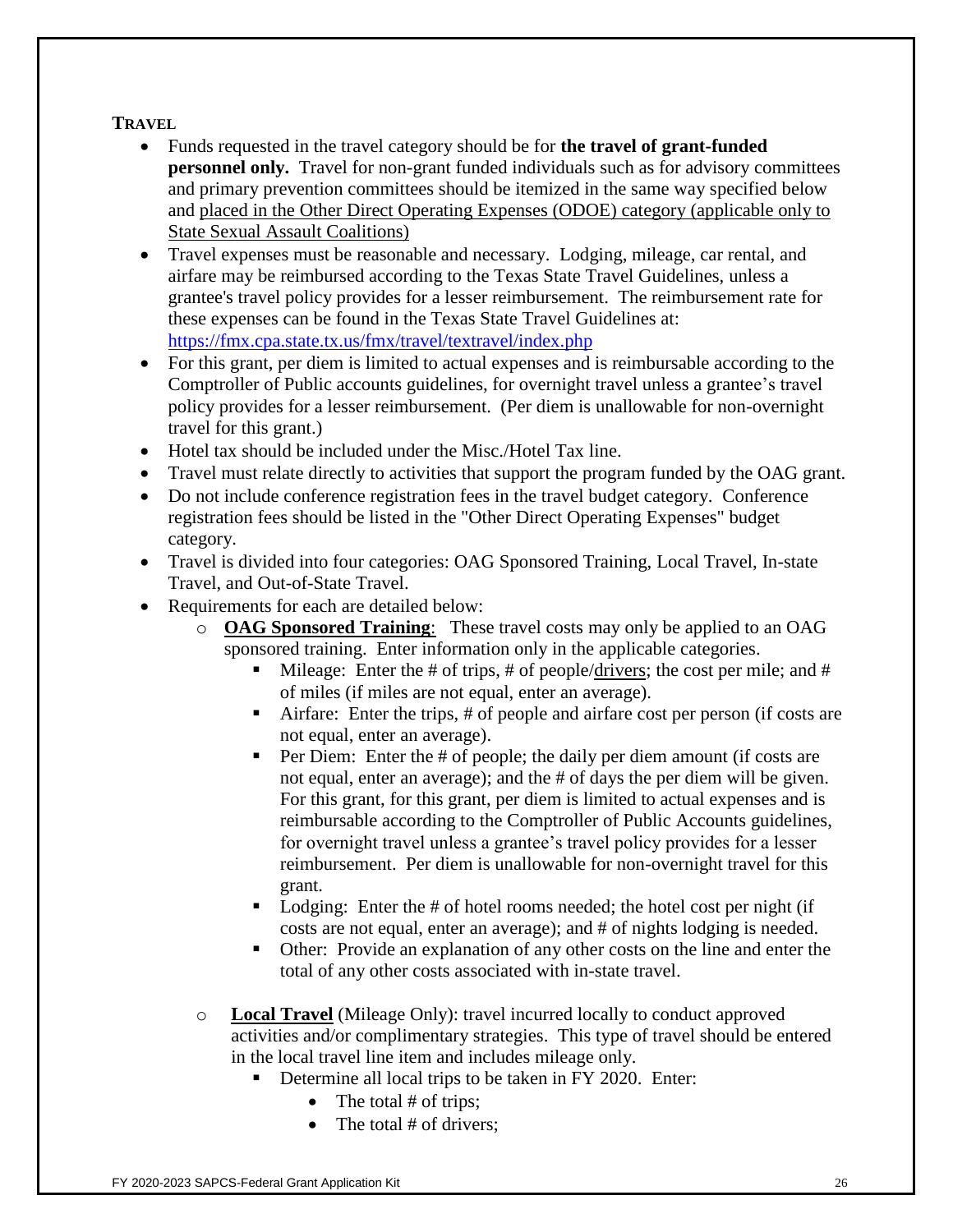**TRAVEL**

- Funds requested in the travel category should be for **the travel of grant-funded personnel only.** Travel for non-grant funded individuals such as for advisory committees and primary prevention committees should be itemized in the same way specified below and <u>placed in the Other Direct Operating Expenses (ODOE) category (applicable only to State Sexual Assault Coalitions)</u>
- Travel expenses must be reasonable and necessary. Lodging, mileage, car rental, and airfare may be reimbursed according to the Texas State Travel Guidelines, unless a grantee's travel policy provides for a lesser reimbursement. The reimbursement rate for these expenses can be found in the Texas State Travel Guidelines at: https://fmx.cpa.state.tx.us/fmx/travel/textravel/index.php
- For this grant, per diem is limited to actual expenses and is reimbursable according to the Comptroller of Public accounts guidelines, for overnight travel unless a grantee's travel policy provides for a lesser reimbursement. (Per diem is unallowable for non-overnight travel for this grant.)
- Hotel tax should be included under the Misc./Hotel Tax line.
- Travel must relate directly to activities that support the program funded by the OAG grant.
- Do not include conference registration fees in the travel budget category. Conference registration fees should be listed in the "Other Direct Operating Expenses" budget category.
- Travel is divided into four categories: OAG Sponsored Training, Local Travel, In-state Travel, and Out-of-State Travel.
- Requirements for each are detailed below:
  - **<u>OAG Sponsored Training</u>**: These travel costs may only be applied to an OAG sponsored training. Enter information only in the applicable categories.
    - Mileage: Enter the # of trips, # of people/<u>drivers</u>; the cost per mile; and # of miles (if miles are not equal, enter an average).
    - Airfare: Enter the trips, # of people and airfare cost per person (if costs are not equal, enter an average).
    - Per Diem: Enter the # of people; the daily per diem amount (if costs are not equal, enter an average); and the # of days the per diem will be given. For this grant, for this grant, per diem is limited to actual expenses and is reimbursable according to the Comptroller of Public Accounts guidelines, for overnight travel unless a grantee's travel policy provides for a lesser reimbursement. Per diem is unallowable for non-overnight travel for this grant.
    - Lodging: Enter the # of hotel rooms needed; the hotel cost per night (if costs are not equal, enter an average); and # of nights lodging is needed.
    - Other: Provide an explanation of any other costs on the line and enter the total of any other costs associated with in-state travel.
  - **<u>Local Travel</u>** (Mileage Only): travel incurred locally to conduct approved activities and/or complimentary strategies. This type of travel should be entered in the local travel line item and includes mileage only.
    - Determine all local trips to be taken in FY 2020. Enter:
      - The total # of trips;
      - The total # of drivers;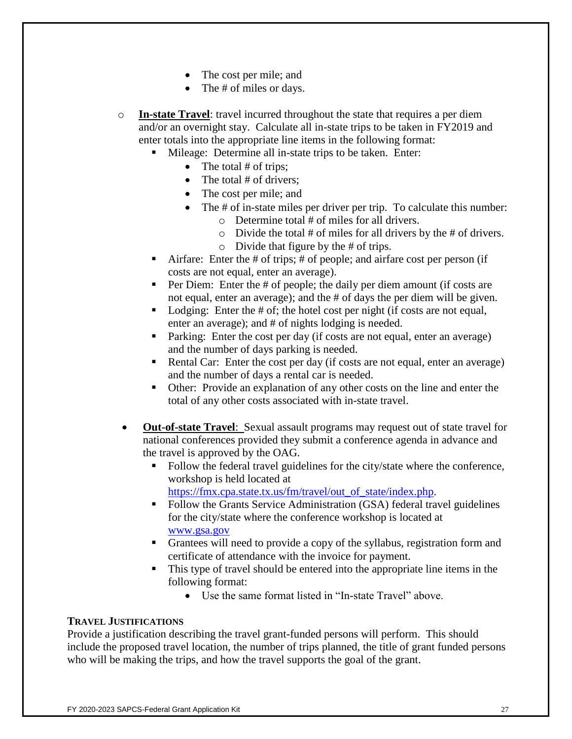- The cost per mile; and
    - The # of miles or days.

- **In-state Travel**: travel incurred throughout the state that requires a per diem and/or an overnight stay. Calculate all in-state trips to be taken in FY2019 and enter totals into the appropriate line items in the following format:
  - Mileage: Determine all in-state trips to be taken. Enter:
    - The total # of trips;
    - The total # of drivers;
    - The cost per mile; and
    - The # of in-state miles per driver per trip. To calculate this number:
      - Determine total # of miles for all drivers.
      - Divide the total # of miles for all drivers by the # of drivers.
      - Divide that figure by the # of trips.
  - Airfare: Enter the # of trips; # of people; and airfare cost per person (if costs are not equal, enter an average).
  - Per Diem: Enter the # of people; the daily per diem amount (if costs are not equal, enter an average); and the # of days the per diem will be given.
  - Lodging: Enter the # of; the hotel cost per night (if costs are not equal, enter an average); and # of nights lodging is needed.
  - Parking: Enter the cost per day (if costs are not equal, enter an average) and the number of days parking is needed.
  - Rental Car: Enter the cost per day (if costs are not equal, enter an average) and the number of days a rental car is needed.
  - Other: Provide an explanation of any other costs on the line and enter the total of any other costs associated with in-state travel.

- **Out-of-state Travel**: Sexual assault programs may request out of state travel for national conferences provided they submit a conference agenda in advance and the travel is approved by the OAG.
  - Follow the federal travel guidelines for the city/state where the conference, workshop is held located at https://fmx.cpa.state.tx.us/fm/travel/out_of_state/index.php.
  - Follow the Grants Service Administration (GSA) federal travel guidelines for the city/state where the conference workshop is located at www.gsa.gov
  - Grantees will need to provide a copy of the syllabus, registration form and certificate of attendance with the invoice for payment.
  - This type of travel should be entered into the appropriate line items in the following format:
    - Use the same format listed in "In-state Travel" above.

**TRAVEL JUSTIFICATIONS**

Provide a justification describing the travel grant-funded persons will perform. This should include the proposed travel location, the number of trips planned, the title of grant funded persons who will be making the trips, and how the travel supports the goal of the grant.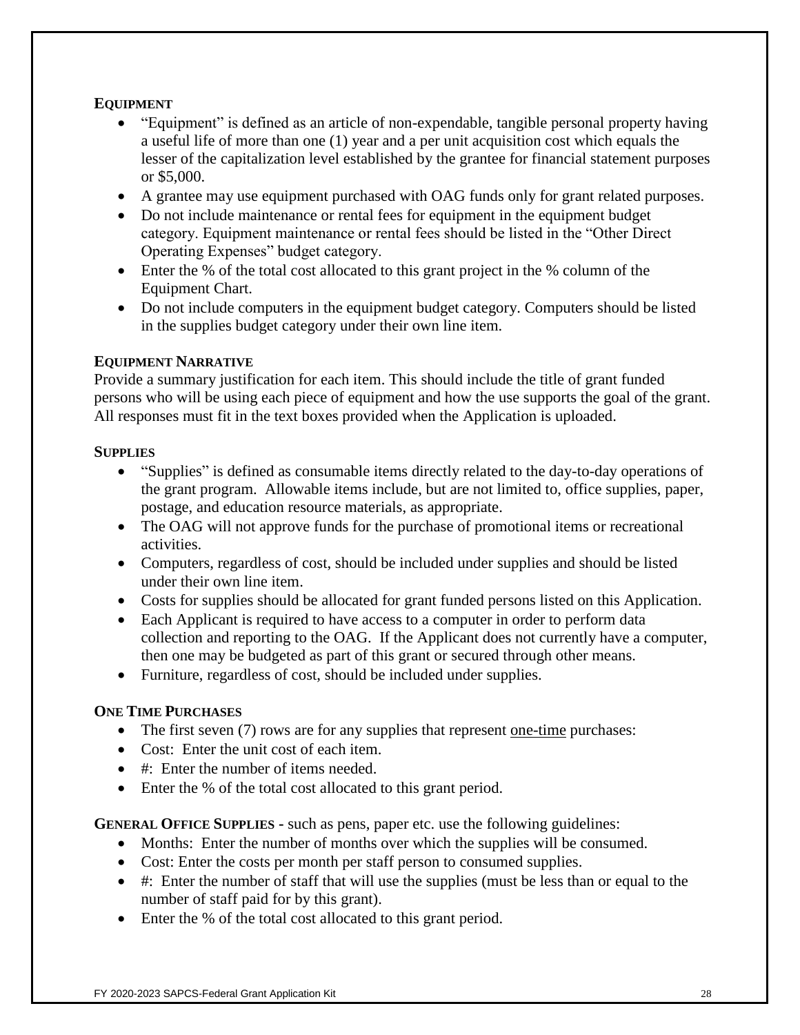## Equipment

- "Equipment" is defined as an article of non-expendable, tangible personal property having a useful life of more than one (1) year and a per unit acquisition cost which equals the lesser of the capitalization level established by the grantee for financial statement purposes or $5,000.
- A grantee may use equipment purchased with OAG funds only for grant related purposes.
- Do not include maintenance or rental fees for equipment in the equipment budget category. Equipment maintenance or rental fees should be listed in the "Other Direct Operating Expenses" budget category.
- Enter the % of the total cost allocated to this grant project in the % column of the Equipment Chart.
- Do not include computers in the equipment budget category. Computers should be listed in the supplies budget category under their own line item.

## Equipment Narrative

Provide a summary justification for each item. This should include the title of grant funded persons who will be using each piece of equipment and how the use supports the goal of the grant. All responses must fit in the text boxes provided when the Application is uploaded.

## Supplies

- "Supplies" is defined as consumable items directly related to the day-to-day operations of the grant program. Allowable items include, but are not limited to, office supplies, paper, postage, and education resource materials, as appropriate.
- The OAG will not approve funds for the purchase of promotional items or recreational activities.
- Computers, regardless of cost, should be included under supplies and should be listed under their own line item.
- Costs for supplies should be allocated for grant funded persons listed on this Application.
- Each Applicant is required to have access to a computer in order to perform data collection and reporting to the OAG. If the Applicant does not currently have a computer, then one may be budgeted as part of this grant or secured through other means.
- Furniture, regardless of cost, should be included under supplies.

## One Time Purchases

- The first seven (7) rows are for any supplies that represent <u>one-time</u> purchases:
- Cost: Enter the unit cost of each item.
- #: Enter the number of items needed.
- Enter the % of the total cost allocated to this grant period.

**General Office Supplies -** such as pens, paper etc. use the following guidelines:

- Months: Enter the number of months over which the supplies will be consumed.
- Cost: Enter the costs per month per staff person to consumed supplies.
- #: Enter the number of staff that will use the supplies (must be less than or equal to the number of staff paid for by this grant).
- Enter the % of the total cost allocated to this grant period.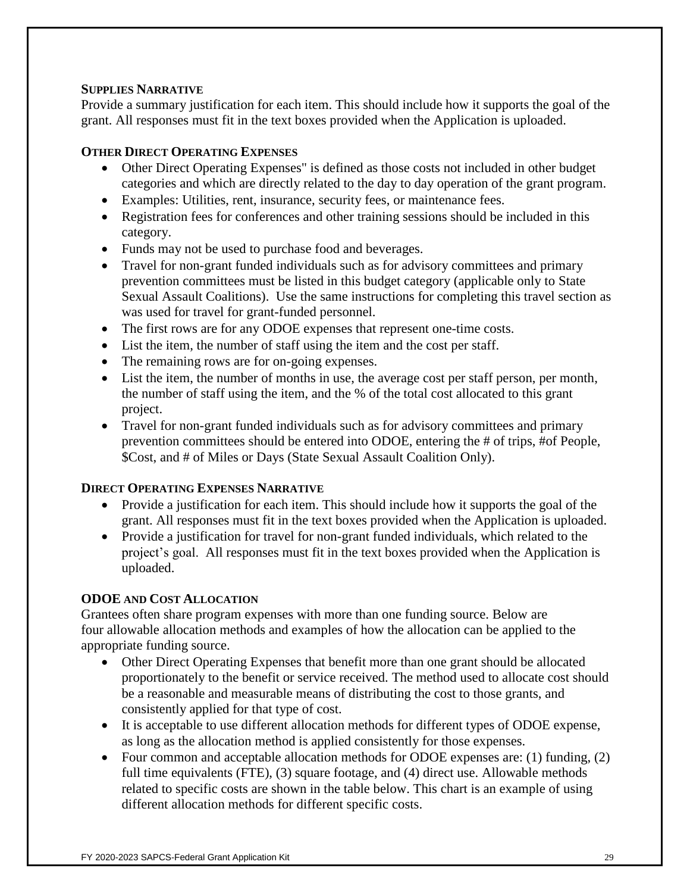### Supplies Narrative

Provide a summary justification for each item. This should include how it supports the goal of the grant. All responses must fit in the text boxes provided when the Application is uploaded.

### Other Direct Operating Expenses

- Other Direct Operating Expenses" is defined as those costs not included in other budget categories and which are directly related to the day to day operation of the grant program.
- Examples: Utilities, rent, insurance, security fees, or maintenance fees.
- Registration fees for conferences and other training sessions should be included in this category.
- Funds may not be used to purchase food and beverages.
- Travel for non-grant funded individuals such as for advisory committees and primary prevention committees must be listed in this budget category (applicable only to State Sexual Assault Coalitions). Use the same instructions for completing this travel section as was used for travel for grant-funded personnel.
- The first rows are for any ODOE expenses that represent one-time costs.
- List the item, the number of staff using the item and the cost per staff.
- The remaining rows are for on-going expenses.
- List the item, the number of months in use, the average cost per staff person, per month, the number of staff using the item, and the % of the total cost allocated to this grant project.
- Travel for non-grant funded individuals such as for advisory committees and primary prevention committees should be entered into ODOE, entering the # of trips, #of People, $Cost, and # of Miles or Days (State Sexual Assault Coalition Only).

### Direct Operating Expenses Narrative

- Provide a justification for each item. This should include how it supports the goal of the grant. All responses must fit in the text boxes provided when the Application is uploaded.
- Provide a justification for travel for non-grant funded individuals, which related to the project's goal. All responses must fit in the text boxes provided when the Application is uploaded.

### ODOE and Cost Allocation

Grantees often share program expenses with more than one funding source. Below are four allowable allocation methods and examples of how the allocation can be applied to the appropriate funding source.

- Other Direct Operating Expenses that benefit more than one grant should be allocated proportionately to the benefit or service received. The method used to allocate cost should be a reasonable and measurable means of distributing the cost to those grants, and consistently applied for that type of cost.
- It is acceptable to use different allocation methods for different types of ODOE expense, as long as the allocation method is applied consistently for those expenses.
- Four common and acceptable allocation methods for ODOE expenses are: (1) funding, (2) full time equivalents (FTE), (3) square footage, and (4) direct use. Allowable methods related to specific costs are shown in the table below. This chart is an example of using different allocation methods for different specific costs.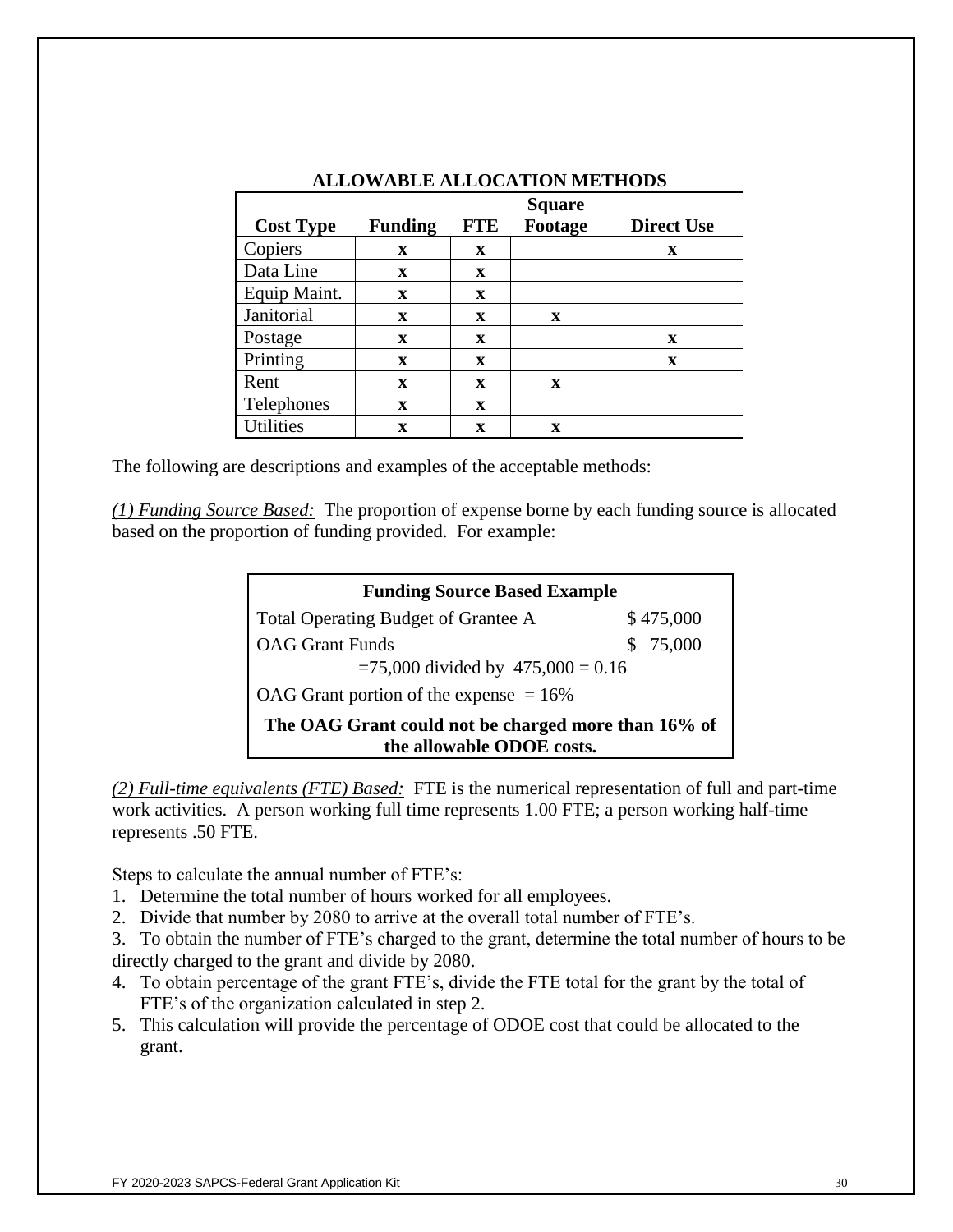## ALLOWABLE ALLOCATION METHODS

| Cost Type | Funding | FTE | Square Footage | Direct Use |
|---|---|---|---|---|
| Copiers | x | x | | x |
| Data Line | x | x | | |
| Equip Maint. | x | x | | |
| Janitorial | x | x | x | |
| Postage | x | x | | x |
| Printing | x | x | | x |
| Rent | x | x | x | |
| Telephones | x | x | | |
| Utilities | x | x | x | |

The following are descriptions and examples of the acceptable methods:

*(1) Funding Source Based:* The proportion of expense borne by each funding source is allocated based on the proportion of funding provided. For example:

| Funding Source Based Example | |
|---|---|
| Total Operating Budget of Grantee A | $ 475,000 |
| OAG Grant Funds | $ 75,000 |
| =75,000 divided by 475,000 = 0.16 | |
| OAG Grant portion of the expense = 16% | |
| **The OAG Grant could not be charged more than 16% of the allowable ODOE costs.** | |

*(2) Full-time equivalents (FTE) Based:* FTE is the numerical representation of full and part-time work activities. A person working full time represents 1.00 FTE; a person working half-time represents .50 FTE.

Steps to calculate the annual number of FTE's:

1. Determine the total number of hours worked for all employees.
2. Divide that number by 2080 to arrive at the overall total number of FTE's.
3. To obtain the number of FTE's charged to the grant, determine the total number of hours to be directly charged to the grant and divide by 2080.
4. To obtain percentage of the grant FTE's, divide the FTE total for the grant by the total of FTE's of the organization calculated in step 2.
5. This calculation will provide the percentage of ODOE cost that could be allocated to the grant.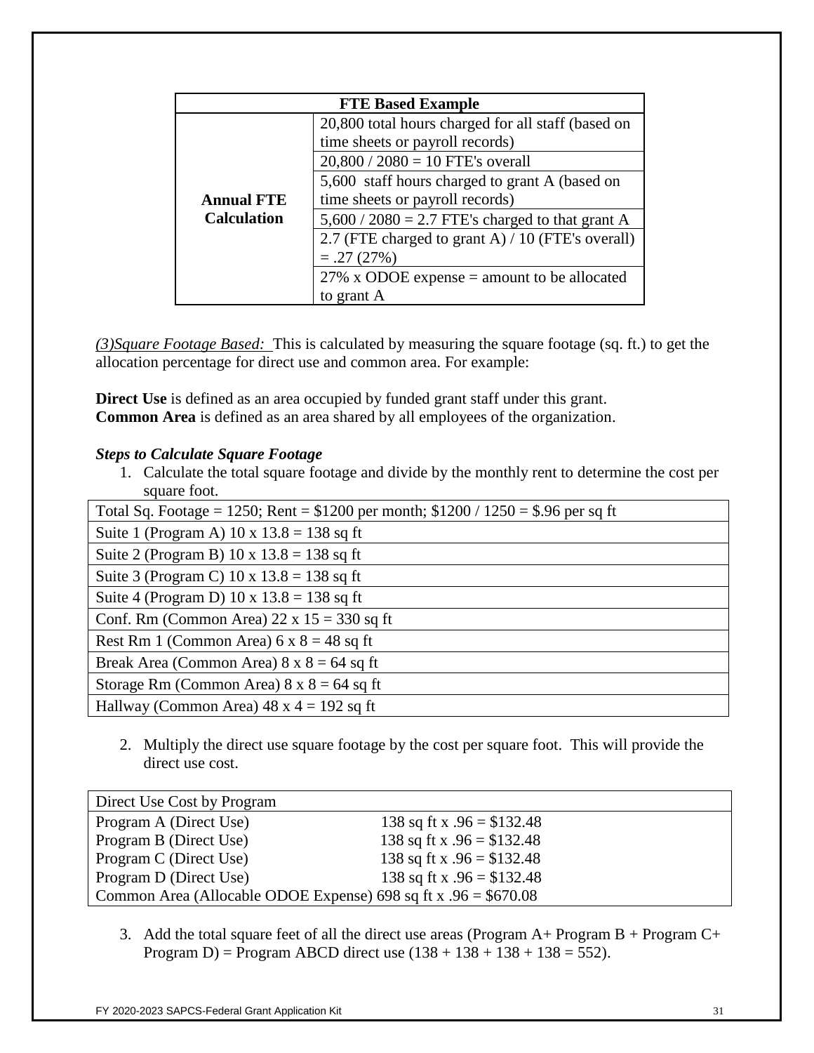| FTE Based Example | |
|---|---|
| **Annual FTE Calculation** | 20,800 total hours charged for all staff (based on time sheets or payroll records) |
| | 20,800 / 2080 = 10 FTE's overall |
| | 5,600 staff hours charged to grant A (based on time sheets or payroll records) |
| | 5,600 / 2080 = 2.7 FTE's charged to that grant A |
| | 2.7 (FTE charged to grant A) / 10 (FTE's overall) = .27 (27%) |
| | 27% x ODOE expense = amount to be allocated to grant A |

*(3)Square Footage Based:* This is calculated by measuring the square footage (sq. ft.) to get the allocation percentage for direct use and common area. For example:

**Direct Use** is defined as an area occupied by funded grant staff under this grant.
**Common Area** is defined as an area shared by all employees of the organization.

***Steps to Calculate Square Footage***

1. Calculate the total square footage and divide by the monthly rent to determine the cost per square foot.

| Total Sq. Footage = 1250; Rent = $1200 per month; $1200 / 1250 = $.96 per sq ft |
|---|
| Suite 1 (Program A) 10 x 13.8 = 138 sq ft |
| Suite 2 (Program B) 10 x 13.8 = 138 sq ft |
| Suite 3 (Program C) 10 x 13.8 = 138 sq ft |
| Suite 4 (Program D) 10 x 13.8 = 138 sq ft |
| Conf. Rm (Common Area) 22 x 15 = 330 sq ft |
| Rest Rm 1 (Common Area) 6 x 8 = 48 sq ft |
| Break Area (Common Area) 8 x 8 = 64 sq ft |
| Storage Rm (Common Area) 8 x 8 = 64 sq ft |
| Hallway (Common Area) 48 x 4 = 192 sq ft |

2. Multiply the direct use square footage by the cost per square foot. This will provide the direct use cost.

| Direct Use Cost by Program | |
|---|---|
| Program A (Direct Use) | 138 sq ft x .96 = $132.48 |
| Program B (Direct Use) | 138 sq ft x .96 = $132.48 |
| Program C (Direct Use) | 138 sq ft x .96 = $132.48 |
| Program D (Direct Use) | 138 sq ft x .96 = $132.48 |
| Common Area (Allocable ODOE Expense) | 698 sq ft x .96 = $670.08 |

3. Add the total square feet of all the direct use areas (Program A+ Program B + Program C+ Program D) = Program ABCD direct use (138 + 138 + 138 + 138 = 552).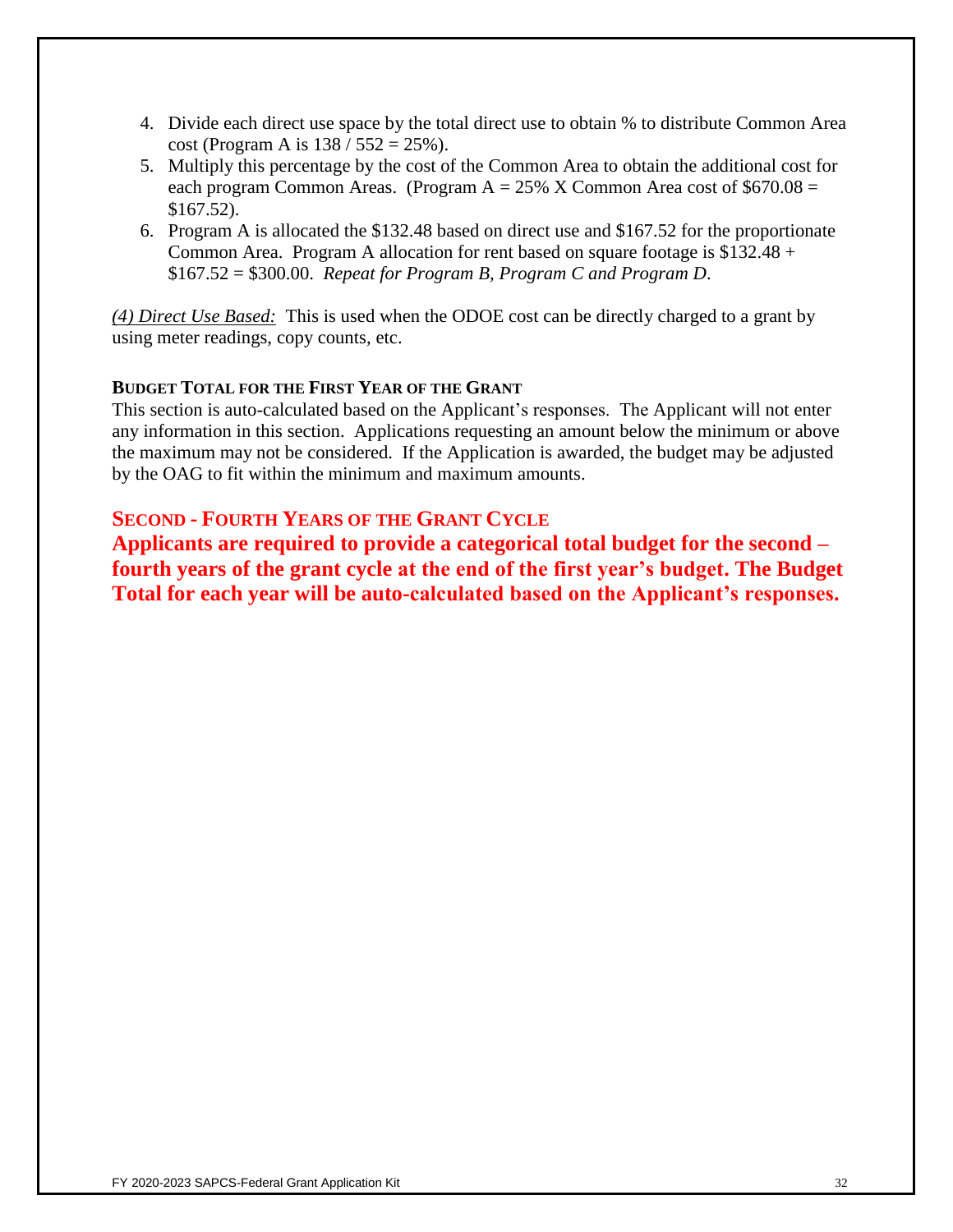4. Divide each direct use space by the total direct use to obtain % to distribute Common Area cost (Program A is 138 / 552 = 25%).
5. Multiply this percentage by the cost of the Common Area to obtain the additional cost for each program Common Areas. (Program A = 25% X Common Area cost of $670.08 = $167.52).
6. Program A is allocated the $132.48 based on direct use and $167.52 for the proportionate Common Area. Program A allocation for rent based on square footage is $132.48 + $167.52 = $300.00. *Repeat for Program B, Program C and Program D*.

*<u>(4) Direct Use Based:</u>* This is used when the ODOE cost can be directly charged to a grant by using meter readings, copy counts, etc.

**BUDGET TOTAL FOR THE FIRST YEAR OF THE GRANT**

This section is auto-calculated based on the Applicant's responses. The Applicant will not enter any information in this section. Applications requesting an amount below the minimum or above the maximum may not be considered. If the Application is awarded, the budget may be adjusted by the OAG to fit within the minimum and maximum amounts.

## SECOND - FOURTH YEARS OF THE GRANT CYCLE

**Applicants are required to provide a categorical total budget for the second – fourth years of the grant cycle at the end of the first year's budget. The Budget Total for each year will be auto-calculated based on the Applicant's responses.**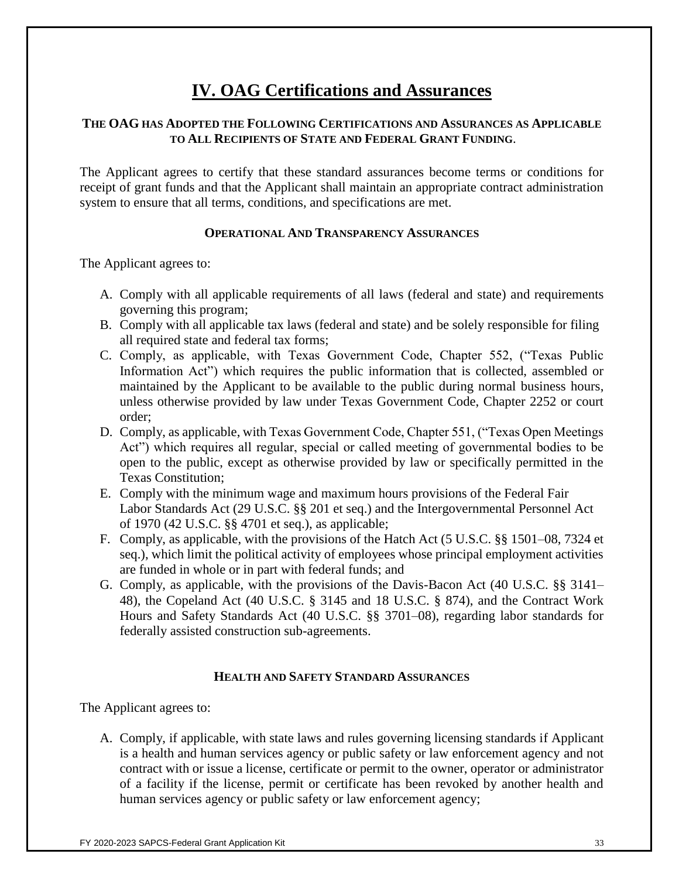# IV. OAG Certifications and Assurances

**THE OAG HAS ADOPTED THE FOLLOWING CERTIFICATIONS AND ASSURANCES AS APPLICABLE TO ALL RECIPIENTS OF STATE AND FEDERAL GRANT FUNDING.**

The Applicant agrees to certify that these standard assurances become terms or conditions for receipt of grant funds and that the Applicant shall maintain an appropriate contract administration system to ensure that all terms, conditions, and specifications are met.

**OPERATIONAL AND TRANSPARENCY ASSURANCES**

The Applicant agrees to:

A. Comply with all applicable requirements of all laws (federal and state) and requirements governing this program;
B. Comply with all applicable tax laws (federal and state) and be solely responsible for filing all required state and federal tax forms;
C. Comply, as applicable, with Texas Government Code, Chapter 552, ("Texas Public Information Act") which requires the public information that is collected, assembled or maintained by the Applicant to be available to the public during normal business hours, unless otherwise provided by law under Texas Government Code, Chapter 2252 or court order;
D. Comply, as applicable, with Texas Government Code, Chapter 551, ("Texas Open Meetings Act") which requires all regular, special or called meeting of governmental bodies to be open to the public, except as otherwise provided by law or specifically permitted in the Texas Constitution;
E. Comply with the minimum wage and maximum hours provisions of the Federal Fair Labor Standards Act (29 U.S.C. §§ 201 et seq.) and the Intergovernmental Personnel Act of 1970 (42 U.S.C. §§ 4701 et seq.), as applicable;
F. Comply, as applicable, with the provisions of the Hatch Act (5 U.S.C. §§ 1501–08, 7324 et seq.), which limit the political activity of employees whose principal employment activities are funded in whole or in part with federal funds; and
G. Comply, as applicable, with the provisions of the Davis-Bacon Act (40 U.S.C. §§ 3141–48), the Copeland Act (40 U.S.C. § 3145 and 18 U.S.C. § 874), and the Contract Work Hours and Safety Standards Act (40 U.S.C. §§ 3701–08), regarding labor standards for federally assisted construction sub-agreements.

**HEALTH AND SAFETY STANDARD ASSURANCES**

The Applicant agrees to:

A. Comply, if applicable, with state laws and rules governing licensing standards if Applicant is a health and human services agency or public safety or law enforcement agency and not contract with or issue a license, certificate or permit to the owner, operator or administrator of a facility if the license, permit or certificate has been revoked by another health and human services agency or public safety or law enforcement agency;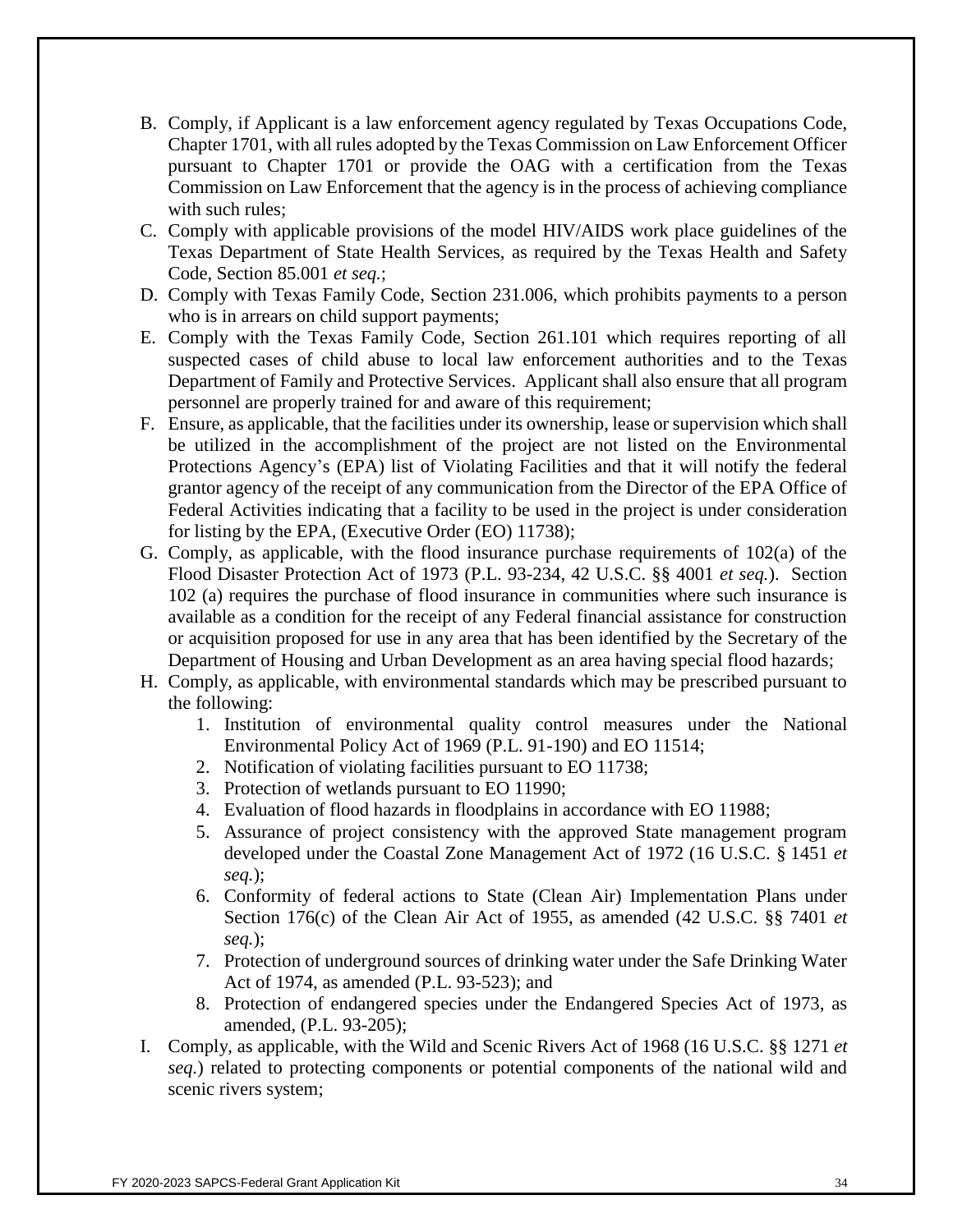B. Comply, if Applicant is a law enforcement agency regulated by Texas Occupations Code, Chapter 1701, with all rules adopted by the Texas Commission on Law Enforcement Officer pursuant to Chapter 1701 or provide the OAG with a certification from the Texas Commission on Law Enforcement that the agency is in the process of achieving compliance with such rules;
C. Comply with applicable provisions of the model HIV/AIDS work place guidelines of the Texas Department of State Health Services, as required by the Texas Health and Safety Code, Section 85.001 *et seq.*;
D. Comply with Texas Family Code, Section 231.006, which prohibits payments to a person who is in arrears on child support payments;
E. Comply with the Texas Family Code, Section 261.101 which requires reporting of all suspected cases of child abuse to local law enforcement authorities and to the Texas Department of Family and Protective Services. Applicant shall also ensure that all program personnel are properly trained for and aware of this requirement;
F. Ensure, as applicable, that the facilities under its ownership, lease or supervision which shall be utilized in the accomplishment of the project are not listed on the Environmental Protections Agency's (EPA) list of Violating Facilities and that it will notify the federal grantor agency of the receipt of any communication from the Director of the EPA Office of Federal Activities indicating that a facility to be used in the project is under consideration for listing by the EPA, (Executive Order (EO) 11738);
G. Comply, as applicable, with the flood insurance purchase requirements of 102(a) of the Flood Disaster Protection Act of 1973 (P.L. 93-234, 42 U.S.C. §§ 4001 *et seq.*). Section 102 (a) requires the purchase of flood insurance in communities where such insurance is available as a condition for the receipt of any Federal financial assistance for construction or acquisition proposed for use in any area that has been identified by the Secretary of the Department of Housing and Urban Development as an area having special flood hazards;
H. Comply, as applicable, with environmental standards which may be prescribed pursuant to the following:
    1. Institution of environmental quality control measures under the National Environmental Policy Act of 1969 (P.L. 91-190) and EO 11514;
    2. Notification of violating facilities pursuant to EO 11738;
    3. Protection of wetlands pursuant to EO 11990;
    4. Evaluation of flood hazards in floodplains in accordance with EO 11988;
    5. Assurance of project consistency with the approved State management program developed under the Coastal Zone Management Act of 1972 (16 U.S.C. § 1451 *et seq.*);
    6. Conformity of federal actions to State (Clean Air) Implementation Plans under Section 176(c) of the Clean Air Act of 1955, as amended (42 U.S.C. §§ 7401 *et seq.*);
    7. Protection of underground sources of drinking water under the Safe Drinking Water Act of 1974, as amended (P.L. 93-523); and
    8. Protection of endangered species under the Endangered Species Act of 1973, as amended, (P.L. 93-205);
I. Comply, as applicable, with the Wild and Scenic Rivers Act of 1968 (16 U.S.C. §§ 1271 *et seq.*) related to protecting components or potential components of the national wild and scenic rivers system;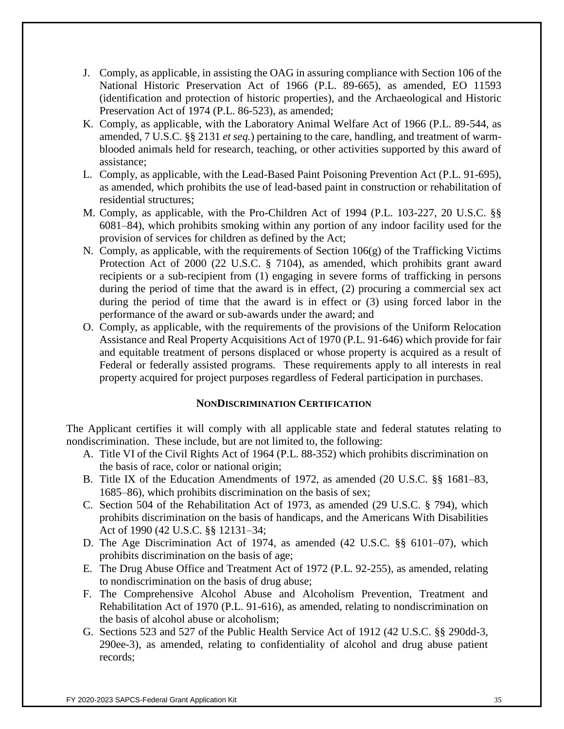J. Comply, as applicable, in assisting the OAG in assuring compliance with Section 106 of the National Historic Preservation Act of 1966 (P.L. 89-665), as amended, EO 11593 (identification and protection of historic properties), and the Archaeological and Historic Preservation Act of 1974 (P.L. 86-523), as amended;
K. Comply, as applicable, with the Laboratory Animal Welfare Act of 1966 (P.L. 89-544, as amended, 7 U.S.C. §§ 2131 *et seq.*) pertaining to the care, handling, and treatment of warm-blooded animals held for research, teaching, or other activities supported by this award of assistance;
L. Comply, as applicable, with the Lead-Based Paint Poisoning Prevention Act (P.L. 91-695), as amended, which prohibits the use of lead-based paint in construction or rehabilitation of residential structures;
M. Comply, as applicable, with the Pro-Children Act of 1994 (P.L. 103-227, 20 U.S.C. §§ 6081–84), which prohibits smoking within any portion of any indoor facility used for the provision of services for children as defined by the Act;
N. Comply, as applicable, with the requirements of Section 106(g) of the Trafficking Victims Protection Act of 2000 (22 U.S.C. § 7104), as amended, which prohibits grant award recipients or a sub-recipient from (1) engaging in severe forms of trafficking in persons during the period of time that the award is in effect, (2) procuring a commercial sex act during the period of time that the award is in effect or (3) using forced labor in the performance of the award or sub-awards under the award; and
O. Comply, as applicable, with the requirements of the provisions of the Uniform Relocation Assistance and Real Property Acquisitions Act of 1970 (P.L. 91-646) which provide for fair and equitable treatment of persons displaced or whose property is acquired as a result of Federal or federally assisted programs. These requirements apply to all interests in real property acquired for project purposes regardless of Federal participation in purchases.

## NONDISCRIMINATION CERTIFICATION

The Applicant certifies it will comply with all applicable state and federal statutes relating to nondiscrimination. These include, but are not limited to, the following:

A. Title VI of the Civil Rights Act of 1964 (P.L. 88-352) which prohibits discrimination on the basis of race, color or national origin;
B. Title IX of the Education Amendments of 1972, as amended (20 U.S.C. §§ 1681–83, 1685–86), which prohibits discrimination on the basis of sex;
C. Section 504 of the Rehabilitation Act of 1973, as amended (29 U.S.C. § 794), which prohibits discrimination on the basis of handicaps, and the Americans With Disabilities Act of 1990 (42 U.S.C. §§ 12131–34;
D. The Age Discrimination Act of 1974, as amended (42 U.S.C. §§ 6101–07), which prohibits discrimination on the basis of age;
E. The Drug Abuse Office and Treatment Act of 1972 (P.L. 92-255), as amended, relating to nondiscrimination on the basis of drug abuse;
F. The Comprehensive Alcohol Abuse and Alcoholism Prevention, Treatment and Rehabilitation Act of 1970 (P.L. 91-616), as amended, relating to nondiscrimination on the basis of alcohol abuse or alcoholism;
G. Sections 523 and 527 of the Public Health Service Act of 1912 (42 U.S.C. §§ 290dd-3, 290ee-3), as amended, relating to confidentiality of alcohol and drug abuse patient records;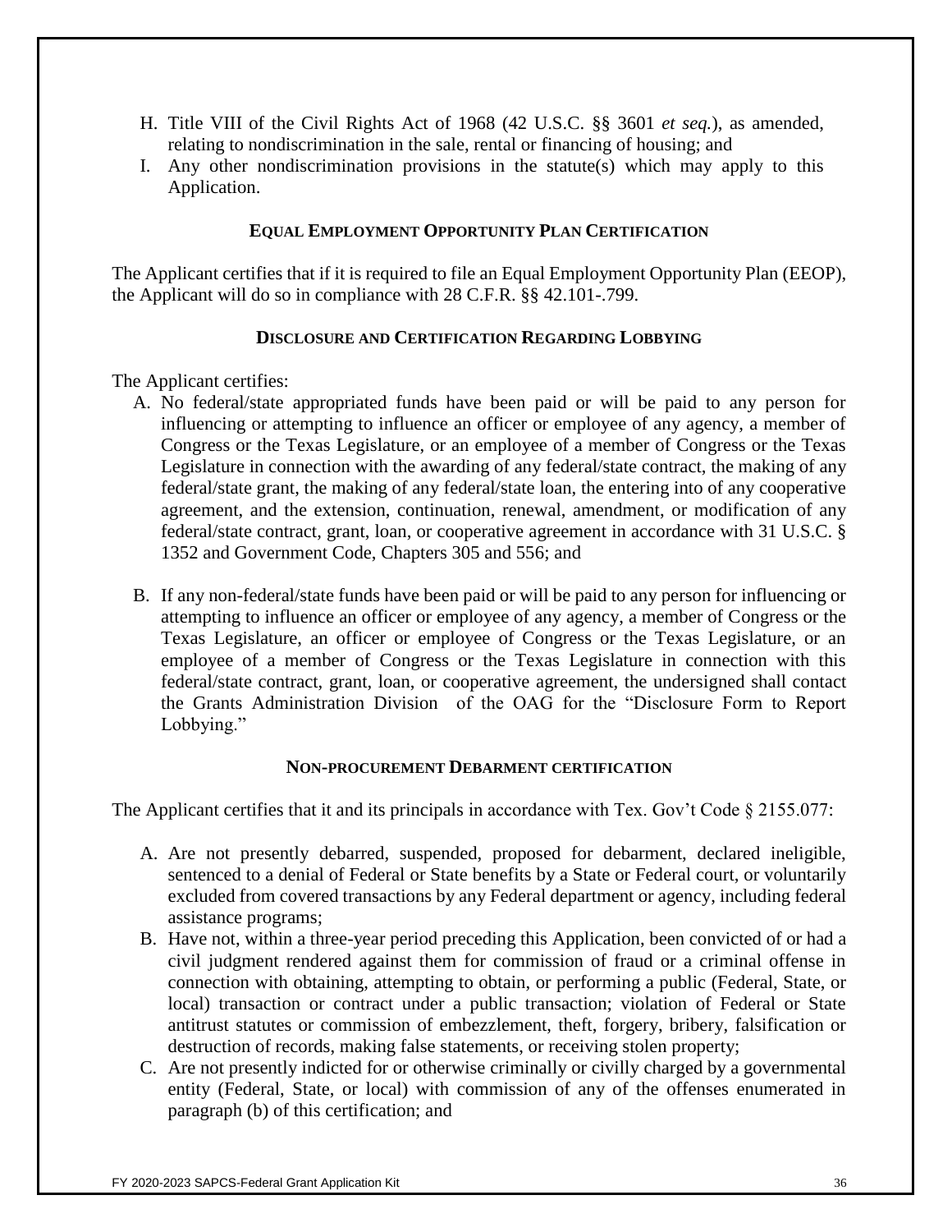H. Title VIII of the Civil Rights Act of 1968 (42 U.S.C. §§ 3601 *et seq.*), as amended, relating to nondiscrimination in the sale, rental or financing of housing; and
I. Any other nondiscrimination provisions in the statute(s) which may apply to this Application.

### EQUAL EMPLOYMENT OPPORTUNITY PLAN CERTIFICATION

The Applicant certifies that if it is required to file an Equal Employment Opportunity Plan (EEOP), the Applicant will do so in compliance with 28 C.F.R. §§ 42.101-.799.

### DISCLOSURE AND CERTIFICATION REGARDING LOBBYING

The Applicant certifies:

A. No federal/state appropriated funds have been paid or will be paid to any person for influencing or attempting to influence an officer or employee of any agency, a member of Congress or the Texas Legislature, or an employee of a member of Congress or the Texas Legislature in connection with the awarding of any federal/state contract, the making of any federal/state grant, the making of any federal/state loan, the entering into of any cooperative agreement, and the extension, continuation, renewal, amendment, or modification of any federal/state contract, grant, loan, or cooperative agreement in accordance with 31 U.S.C. § 1352 and Government Code, Chapters 305 and 556; and

B. If any non-federal/state funds have been paid or will be paid to any person for influencing or attempting to influence an officer or employee of any agency, a member of Congress or the Texas Legislature, an officer or employee of Congress or the Texas Legislature, or an employee of a member of Congress or the Texas Legislature in connection with this federal/state contract, grant, loan, or cooperative agreement, the undersigned shall contact the Grants Administration Division of the OAG for the "Disclosure Form to Report Lobbying."

### NON-PROCUREMENT DEBARMENT CERTIFICATION

The Applicant certifies that it and its principals in accordance with Tex. Gov't Code § 2155.077:

A. Are not presently debarred, suspended, proposed for debarment, declared ineligible, sentenced to a denial of Federal or State benefits by a State or Federal court, or voluntarily excluded from covered transactions by any Federal department or agency, including federal assistance programs;
B. Have not, within a three-year period preceding this Application, been convicted of or had a civil judgment rendered against them for commission of fraud or a criminal offense in connection with obtaining, attempting to obtain, or performing a public (Federal, State, or local) transaction or contract under a public transaction; violation of Federal or State antitrust statutes or commission of embezzlement, theft, forgery, bribery, falsification or destruction of records, making false statements, or receiving stolen property;
C. Are not presently indicted for or otherwise criminally or civilly charged by a governmental entity (Federal, State, or local) with commission of any of the offenses enumerated in paragraph (b) of this certification; and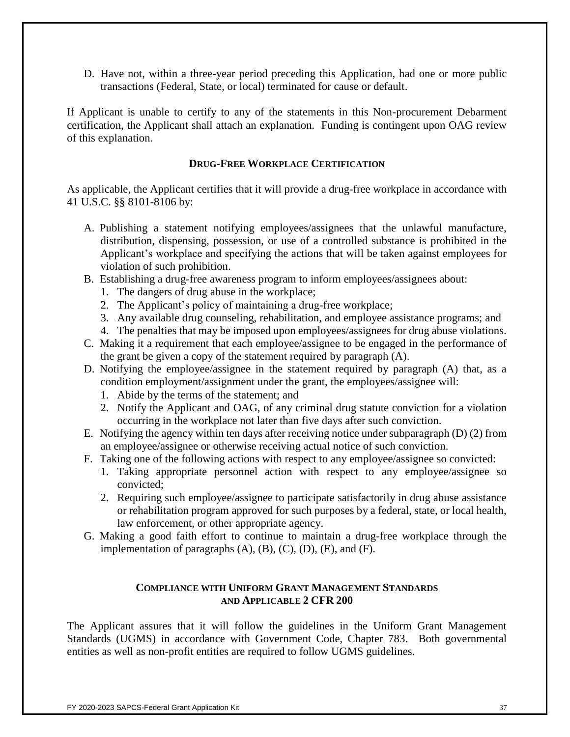D. Have not, within a three-year period preceding this Application, had one or more public transactions (Federal, State, or local) terminated for cause or default.

If Applicant is unable to certify to any of the statements in this Non-procurement Debarment certification, the Applicant shall attach an explanation. Funding is contingent upon OAG review of this explanation.

## DRUG-FREE WORKPLACE CERTIFICATION

As applicable, the Applicant certifies that it will provide a drug-free workplace in accordance with 41 U.S.C. §§ 8101-8106 by:

A. Publishing a statement notifying employees/assignees that the unlawful manufacture, distribution, dispensing, possession, or use of a controlled substance is prohibited in the Applicant's workplace and specifying the actions that will be taken against employees for violation of such prohibition.
B. Establishing a drug-free awareness program to inform employees/assignees about:
   1. The dangers of drug abuse in the workplace;
   2. The Applicant's policy of maintaining a drug-free workplace;
   3. Any available drug counseling, rehabilitation, and employee assistance programs; and
   4. The penalties that may be imposed upon employees/assignees for drug abuse violations.
C. Making it a requirement that each employee/assignee to be engaged in the performance of the grant be given a copy of the statement required by paragraph (A).
D. Notifying the employee/assignee in the statement required by paragraph (A) that, as a condition employment/assignment under the grant, the employees/assignee will:
   1. Abide by the terms of the statement; and
   2. Notify the Applicant and OAG, of any criminal drug statute conviction for a violation occurring in the workplace not later than five days after such conviction.
E. Notifying the agency within ten days after receiving notice under subparagraph (D) (2) from an employee/assignee or otherwise receiving actual notice of such conviction.
F. Taking one of the following actions with respect to any employee/assignee so convicted:
   1. Taking appropriate personnel action with respect to any employee/assignee so convicted;
   2. Requiring such employee/assignee to participate satisfactorily in drug abuse assistance or rehabilitation program approved for such purposes by a federal, state, or local health, law enforcement, or other appropriate agency.
G. Making a good faith effort to continue to maintain a drug-free workplace through the implementation of paragraphs (A), (B), (C), (D), (E), and (F).

## COMPLIANCE WITH UNIFORM GRANT MANAGEMENT STANDARDS AND APPLICABLE 2 CFR 200

The Applicant assures that it will follow the guidelines in the Uniform Grant Management Standards (UGMS) in accordance with Government Code, Chapter 783. Both governmental entities as well as non-profit entities are required to follow UGMS guidelines.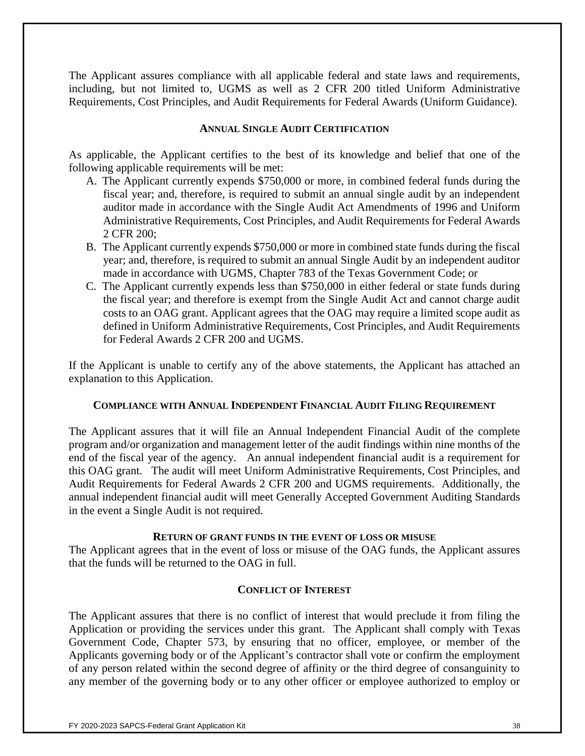The Applicant assures compliance with all applicable federal and state laws and requirements, including, but not limited to, UGMS as well as 2 CFR 200 titled Uniform Administrative Requirements, Cost Principles, and Audit Requirements for Federal Awards (Uniform Guidance).

## ANNUAL SINGLE AUDIT CERTIFICATION

As applicable, the Applicant certifies to the best of its knowledge and belief that one of the following applicable requirements will be met:

A. The Applicant currently expends $750,000 or more, in combined federal funds during the fiscal year; and, therefore, is required to submit an annual single audit by an independent auditor made in accordance with the Single Audit Act Amendments of 1996 and Uniform Administrative Requirements, Cost Principles, and Audit Requirements for Federal Awards 2 CFR 200;

B. The Applicant currently expends $750,000 or more in combined state funds during the fiscal year; and, therefore, is required to submit an annual Single Audit by an independent auditor made in accordance with UGMS, Chapter 783 of the Texas Government Code; or

C. The Applicant currently expends less than $750,000 in either federal or state funds during the fiscal year; and therefore is exempt from the Single Audit Act and cannot charge audit costs to an OAG grant. Applicant agrees that the OAG may require a limited scope audit as defined in Uniform Administrative Requirements, Cost Principles, and Audit Requirements for Federal Awards 2 CFR 200 and UGMS.

If the Applicant is unable to certify any of the above statements, the Applicant has attached an explanation to this Application.

## COMPLIANCE WITH ANNUAL INDEPENDENT FINANCIAL AUDIT FILING REQUIREMENT

The Applicant assures that it will file an Annual Independent Financial Audit of the complete program and/or organization and management letter of the audit findings within nine months of the end of the fiscal year of the agency. An annual independent financial audit is a requirement for this OAG grant. The audit will meet Uniform Administrative Requirements, Cost Principles, and Audit Requirements for Federal Awards 2 CFR 200 and UGMS requirements. Additionally, the annual independent financial audit will meet Generally Accepted Government Auditing Standards in the event a Single Audit is not required.

## RETURN OF GRANT FUNDS IN THE EVENT OF LOSS OR MISUSE

The Applicant agrees that in the event of loss or misuse of the OAG funds, the Applicant assures that the funds will be returned to the OAG in full.

## CONFLICT OF INTEREST

The Applicant assures that there is no conflict of interest that would preclude it from filing the Application or providing the services under this grant. The Applicant shall comply with Texas Government Code, Chapter 573, by ensuring that no officer, employee, or member of the Applicants governing body or of the Applicant's contractor shall vote or confirm the employment of any person related within the second degree of affinity or the third degree of consanguinity to any member of the governing body or to any other officer or employee authorized to employ or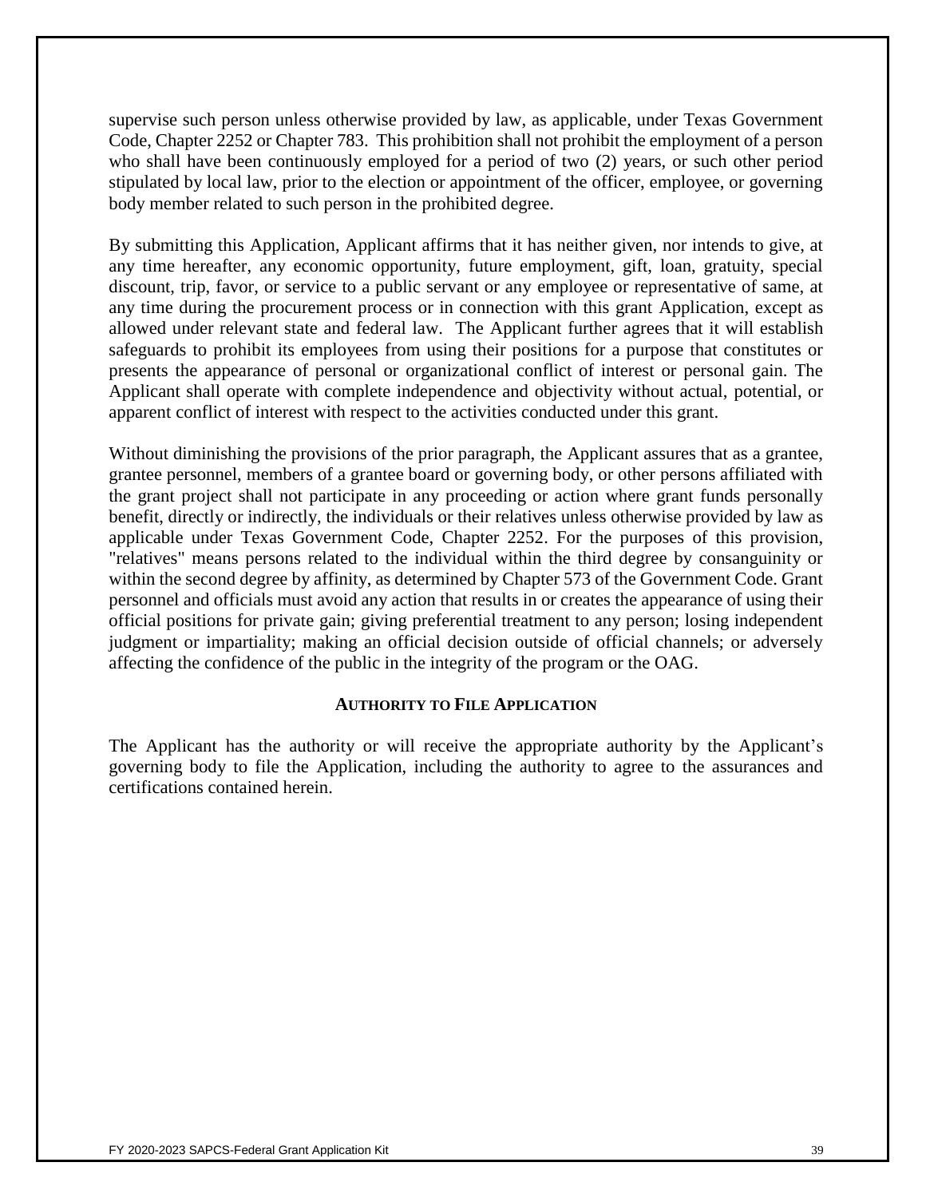supervise such person unless otherwise provided by law, as applicable, under Texas Government Code, Chapter 2252 or Chapter 783. This prohibition shall not prohibit the employment of a person who shall have been continuously employed for a period of two (2) years, or such other period stipulated by local law, prior to the election or appointment of the officer, employee, or governing body member related to such person in the prohibited degree.

By submitting this Application, Applicant affirms that it has neither given, nor intends to give, at any time hereafter, any economic opportunity, future employment, gift, loan, gratuity, special discount, trip, favor, or service to a public servant or any employee or representative of same, at any time during the procurement process or in connection with this grant Application, except as allowed under relevant state and federal law. The Applicant further agrees that it will establish safeguards to prohibit its employees from using their positions for a purpose that constitutes or presents the appearance of personal or organizational conflict of interest or personal gain. The Applicant shall operate with complete independence and objectivity without actual, potential, or apparent conflict of interest with respect to the activities conducted under this grant.

Without diminishing the provisions of the prior paragraph, the Applicant assures that as a grantee, grantee personnel, members of a grantee board or governing body, or other persons affiliated with the grant project shall not participate in any proceeding or action where grant funds personally benefit, directly or indirectly, the individuals or their relatives unless otherwise provided by law as applicable under Texas Government Code, Chapter 2252. For the purposes of this provision, "relatives" means persons related to the individual within the third degree by consanguinity or within the second degree by affinity, as determined by Chapter 573 of the Government Code. Grant personnel and officials must avoid any action that results in or creates the appearance of using their official positions for private gain; giving preferential treatment to any person; losing independent judgment or impartiality; making an official decision outside of official channels; or adversely affecting the confidence of the public in the integrity of the program or the OAG.

**AUTHORITY TO FILE APPLICATION**

The Applicant has the authority or will receive the appropriate authority by the Applicant's governing body to file the Application, including the authority to agree to the assurances and certifications contained herein.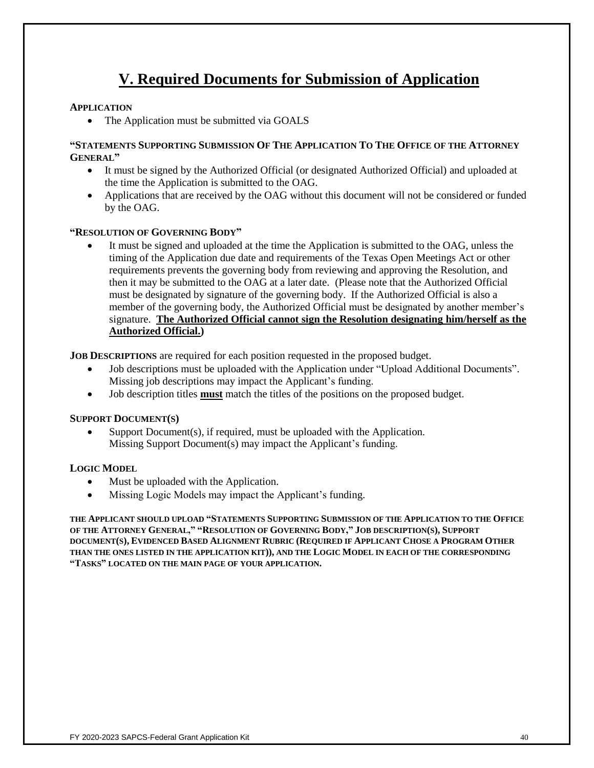# V. Required Documents for Submission of Application

**APPLICATION**

- The Application must be submitted via GOALS

**"STATEMENTS SUPPORTING SUBMISSION OF THE APPLICATION TO THE OFFICE OF THE ATTORNEY GENERAL"**

- It must be signed by the Authorized Official (or designated Authorized Official) and uploaded at the time the Application is submitted to the OAG.
- Applications that are received by the OAG without this document will not be considered or funded by the OAG.

**"RESOLUTION OF GOVERNING BODY"**

- It must be signed and uploaded at the time the Application is submitted to the OAG, unless the timing of the Application due date and requirements of the Texas Open Meetings Act or other requirements prevents the governing body from reviewing and approving the Resolution, and then it may be submitted to the OAG at a later date. (Please note that the Authorized Official must be designated by signature of the governing body. If the Authorized Official is also a member of the governing body, the Authorized Official must be designated by another member's signature. **The Authorized Official cannot sign the Resolution designating him/herself as the Authorized Official.**)

**JOB DESCRIPTIONS** are required for each position requested in the proposed budget.

- Job descriptions must be uploaded with the Application under "Upload Additional Documents". Missing job descriptions may impact the Applicant's funding.
- Job description titles **must** match the titles of the positions on the proposed budget.

**SUPPORT DOCUMENT(S)**

- Support Document(s), if required, must be uploaded with the Application. Missing Support Document(s) may impact the Applicant's funding.

**LOGIC MODEL**

- Must be uploaded with the Application.
- Missing Logic Models may impact the Applicant's funding.

**THE APPLICANT SHOULD UPLOAD "STATEMENTS SUPPORTING SUBMISSION OF THE APPLICATION TO THE OFFICE OF THE ATTORNEY GENERAL," "RESOLUTION OF GOVERNING BODY," JOB DESCRIPTION(S), SUPPORT DOCUMENT(S), EVIDENCED BASED ALIGNMENT RUBRIC (REQUIRED IF APPLICANT CHOSE A PROGRAM OTHER THAN THE ONES LISTED IN THE APPLICATION KIT)), AND THE LOGIC MODEL IN EACH OF THE CORRESPONDING "TASKS" LOCATED ON THE MAIN PAGE OF YOUR APPLICATION.**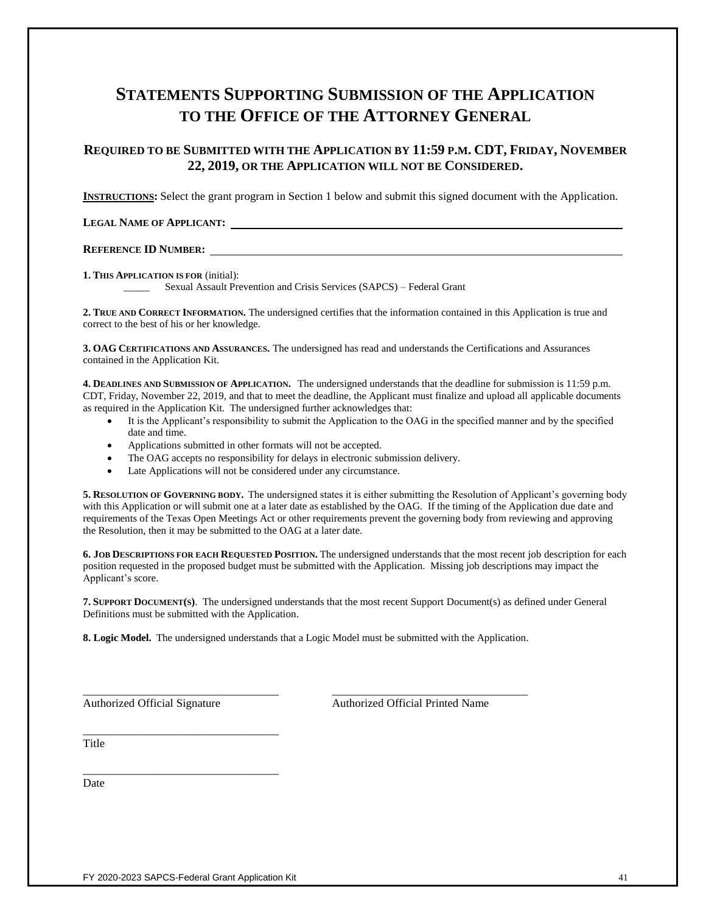# Statements Supporting Submission of the Application to the Office of the Attorney General

## Required to be Submitted with the Application by 11:59 p.m. CDT, Friday, November 22, 2019, or the Application will not be Considered.

**INSTRUCTIONS:** Select the grant program in Section 1 below and submit this signed document with the Application.

**LEGAL NAME OF APPLICANT:** ________________________________________________

**REFERENCE ID NUMBER:** ________________________________________________

**1. THIS APPLICATION IS FOR** (initial):

_____ Sexual Assault Prevention and Crisis Services (SAPCS) – Federal Grant

**2. TRUE AND CORRECT INFORMATION.** The undersigned certifies that the information contained in this Application is true and correct to the best of his or her knowledge.

**3. OAG CERTIFICATIONS AND ASSURANCES.** The undersigned has read and understands the Certifications and Assurances contained in the Application Kit.

**4. DEADLINES AND SUBMISSION OF APPLICATION.** The undersigned understands that the deadline for submission is 11:59 p.m. CDT, Friday, November 22, 2019, and that to meet the deadline, the Applicant must finalize and upload all applicable documents as required in the Application Kit. The undersigned further acknowledges that:

- It is the Applicant's responsibility to submit the Application to the OAG in the specified manner and by the specified date and time.
- Applications submitted in other formats will not be accepted.
- The OAG accepts no responsibility for delays in electronic submission delivery.
- Late Applications will not be considered under any circumstance.

**5. RESOLUTION OF GOVERNING BODY.** The undersigned states it is either submitting the Resolution of Applicant's governing body with this Application or will submit one at a later date as established by the OAG. If the timing of the Application due date and requirements of the Texas Open Meetings Act or other requirements prevent the governing body from reviewing and approving the Resolution, then it may be submitted to the OAG at a later date.

**6. JOB DESCRIPTIONS FOR EACH REQUESTED POSITION.** The undersigned understands that the most recent job description for each position requested in the proposed budget must be submitted with the Application. Missing job descriptions may impact the Applicant's score.

**7. SUPPORT DOCUMENT(S).** The undersigned understands that the most recent Support Document(s) as defined under General Definitions must be submitted with the Application.

**8. Logic Model.** The undersigned understands that a Logic Model must be submitted with the Application.

__________________________________ __________________________________
Authorized Official Signature Authorized Official Printed Name

__________________________________
Title

__________________________________
Date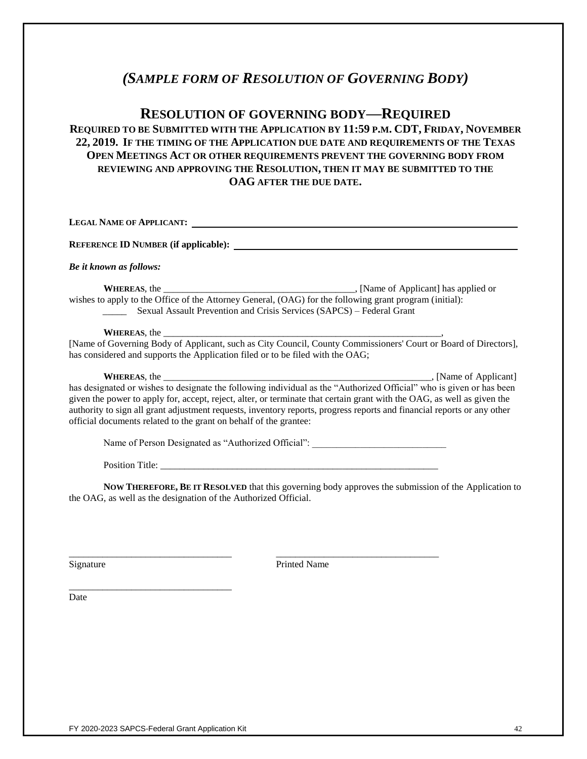# *(SAMPLE FORM OF RESOLUTION OF GOVERNING BODY)*

## RESOLUTION OF GOVERNING BODY—REQUIRED

**REQUIRED TO BE SUBMITTED WITH THE APPLICATION BY 11:59 P.M. CDT, FRIDAY, NOVEMBER 22, 2019. IF THE TIMING OF THE APPLICATION DUE DATE AND REQUIREMENTS OF THE TEXAS OPEN MEETINGS ACT OR OTHER REQUIREMENTS PREVENT THE GOVERNING BODY FROM REVIEWING AND APPROVING THE RESOLUTION, THEN IT MAY BE SUBMITTED TO THE OAG AFTER THE DUE DATE.**

**LEGAL NAME OF APPLICANT:** ____________________________________________

**REFERENCE ID NUMBER (if applicable):** ____________________________________________

***Be it known as follows:***

**WHEREAS**, the ________________________________________, [Name of Applicant] has applied or wishes to apply to the Office of the Attorney General, (OAG) for the following grant program (initial):

_____ Sexual Assault Prevention and Crisis Services (SAPCS) – Federal Grant

**WHEREAS**, the ____________________________________________________________, [Name of Governing Body of Applicant, such as City Council, County Commissioners' Court or Board of Directors], has considered and supports the Application filed or to be filed with the OAG;

**WHEREAS**, the __________________________________________________________, [Name of Applicant] has designated or wishes to designate the following individual as the "Authorized Official" who is given or has been given the power to apply for, accept, reject, alter, or terminate that certain grant with the OAG, as well as given the authority to sign all grant adjustment requests, inventory reports, progress reports and financial reports or any other official documents related to the grant on behalf of the grantee:

Name of Person Designated as "Authorized Official": ___________________________

Position Title: ____________________________________________________________

**NOW THEREFORE, BE IT RESOLVED** that this governing body approves the submission of the Application to the OAG, as well as the designation of the Authorized Official.

_________________________________ _________________________________

Signature Printed Name

_________________________________

Date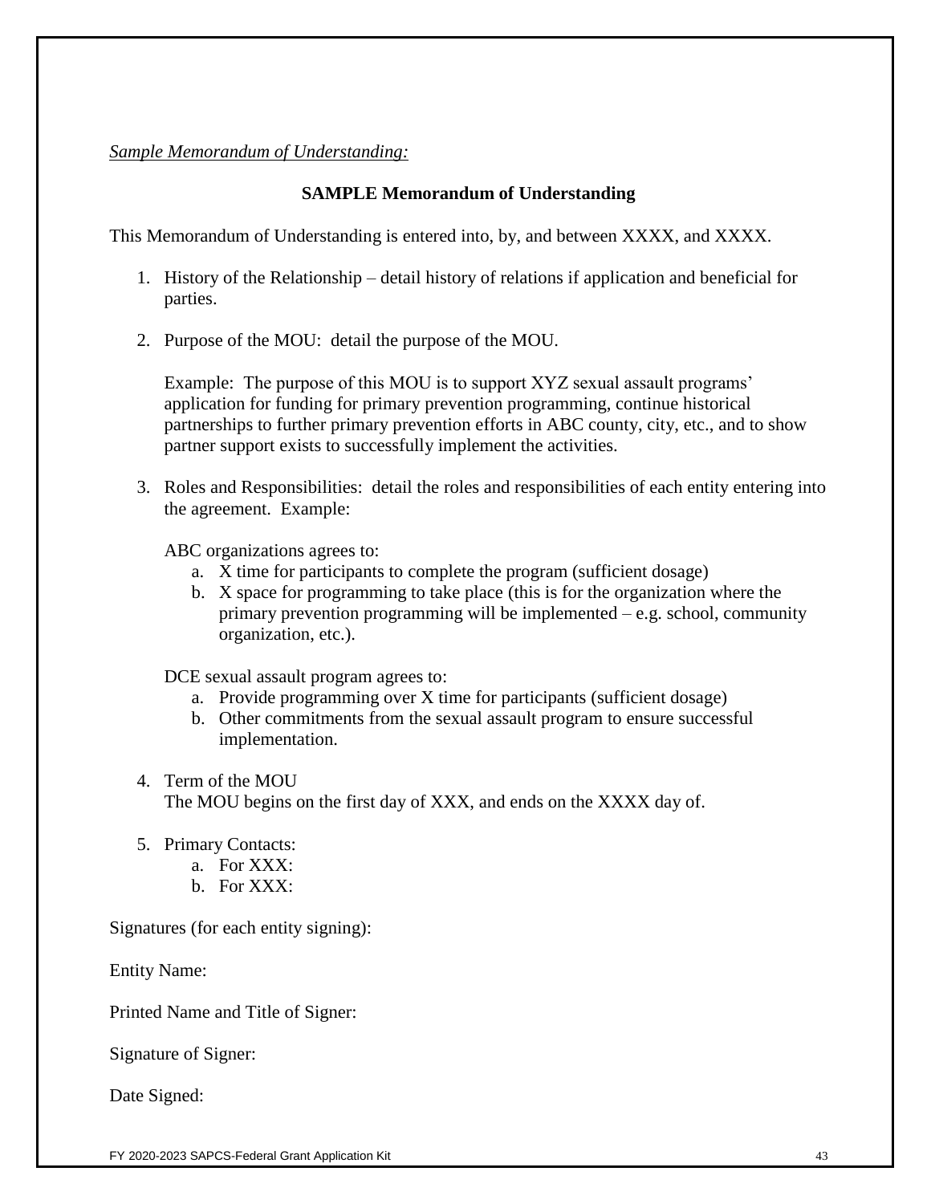*Sample Memorandum of Understanding:*

**SAMPLE Memorandum of Understanding**

This Memorandum of Understanding is entered into, by, and between XXXX, and XXXX.

1. History of the Relationship – detail history of relations if application and beneficial for parties.

2. Purpose of the MOU: detail the purpose of the MOU.

   Example: The purpose of this MOU is to support XYZ sexual assault programs' application for funding for primary prevention programming, continue historical partnerships to further primary prevention efforts in ABC county, city, etc., and to show partner support exists to successfully implement the activities.

3. Roles and Responsibilities: detail the roles and responsibilities of each entity entering into the agreement. Example:

   ABC organizations agrees to:
   a. X time for participants to complete the program (sufficient dosage)
   b. X space for programming to take place (this is for the organization where the primary prevention programming will be implemented – e.g. school, community organization, etc.).

   DCE sexual assault program agrees to:
   a. Provide programming over X time for participants (sufficient dosage)
   b. Other commitments from the sexual assault program to ensure successful implementation.

4. Term of the MOU
   The MOU begins on the first day of XXX, and ends on the XXXX day of.

5. Primary Contacts:
   a. For XXX:
   b. For XXX:

Signatures (for each entity signing):

Entity Name:

Printed Name and Title of Signer:

Signature of Signer:

Date Signed: